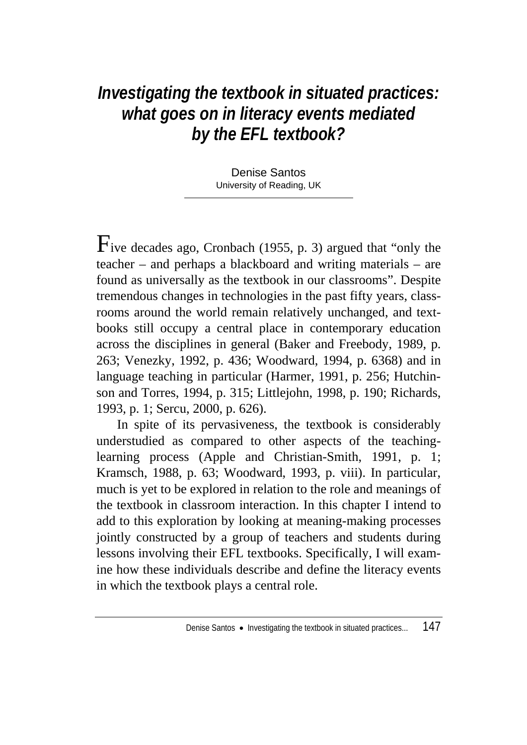# *Investigating the textbook in situated practices: what goes on in literacy events mediated by the EFL textbook?*

Denise Santos
University of Reading, UK

Five decades ago, Cronbach (1955, p. 3) argued that "only the teacher – and perhaps a blackboard and writing materials – are found as universally as the textbook in our classrooms". Despite tremendous changes in technologies in the past fifty years, classrooms around the world remain relatively unchanged, and textbooks still occupy a central place in contemporary education across the disciplines in general (Baker and Freebody, 1989, p. 263; Venezky, 1992, p. 436; Woodward, 1994, p. 6368) and in language teaching in particular (Harmer, 1991, p. 256; Hutchinson and Torres, 1994, p. 315; Littlejohn, 1998, p. 190; Richards, 1993, p. 1; Sercu, 2000, p. 626).

In spite of its pervasiveness, the textbook is considerably understudied as compared to other aspects of the teaching-learning process (Apple and Christian-Smith, 1991, p. 1; Kramsch, 1988, p. 63; Woodward, 1993, p. viii). In particular, much is yet to be explored in relation to the role and meanings of the textbook in classroom interaction. In this chapter I intend to add to this exploration by looking at meaning-making processes jointly constructed by a group of teachers and students during lessons involving their EFL textbooks. Specifically, I will examine how these individuals describe and define the literacy events in which the textbook plays a central role.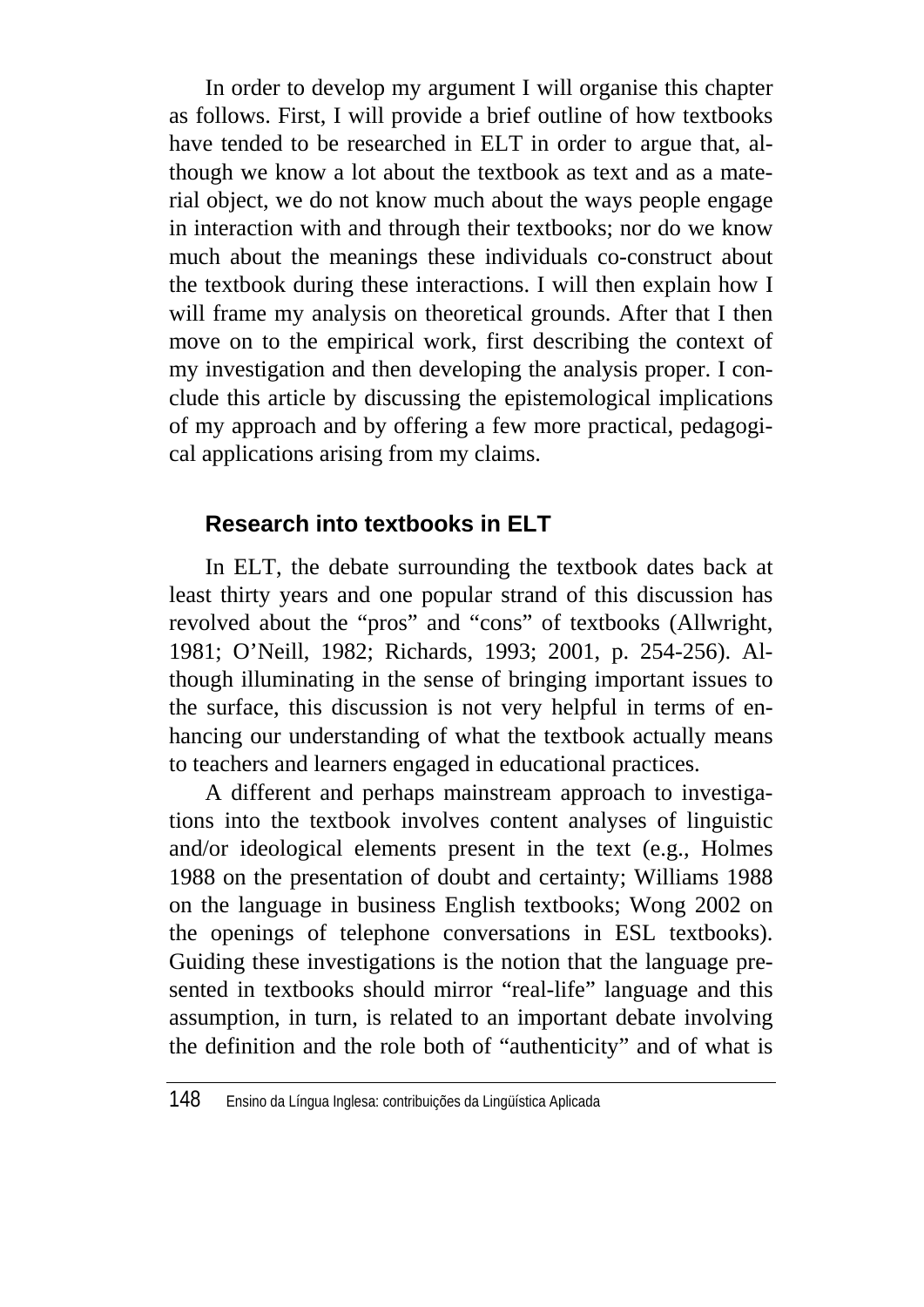In order to develop my argument I will organise this chapter as follows. First, I will provide a brief outline of how textbooks have tended to be researched in ELT in order to argue that, although we know a lot about the textbook as text and as a material object, we do not know much about the ways people engage in interaction with and through their textbooks; nor do we know much about the meanings these individuals co-construct about the textbook during these interactions. I will then explain how I will frame my analysis on theoretical grounds. After that I then move on to the empirical work, first describing the context of my investigation and then developing the analysis proper. I conclude this article by discussing the epistemological implications of my approach and by offering a few more practical, pedagogical applications arising from my claims.

## Research into textbooks in ELT

In ELT, the debate surrounding the textbook dates back at least thirty years and one popular strand of this discussion has revolved about the "pros" and "cons" of textbooks (Allwright, 1981; O'Neill, 1982; Richards, 1993; 2001, p. 254-256). Although illuminating in the sense of bringing important issues to the surface, this discussion is not very helpful in terms of enhancing our understanding of what the textbook actually means to teachers and learners engaged in educational practices.

A different and perhaps mainstream approach to investigations into the textbook involves content analyses of linguistic and/or ideological elements present in the text (e.g., Holmes 1988 on the presentation of doubt and certainty; Williams 1988 on the language in business English textbooks; Wong 2002 on the openings of telephone conversations in ESL textbooks). Guiding these investigations is the notion that the language presented in textbooks should mirror "real-life" language and this assumption, in turn, is related to an important debate involving the definition and the role both of "authenticity" and of what is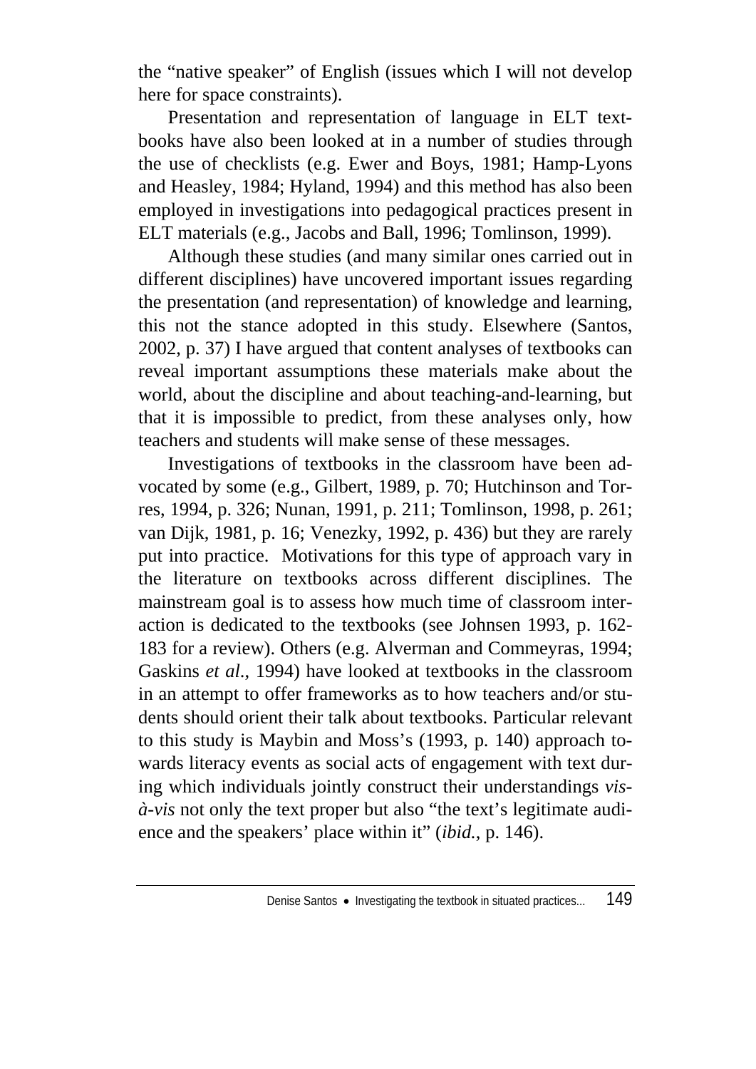the “native speaker” of English (issues which I will not develop here for space constraints).

Presentation and representation of language in ELT textbooks have also been looked at in a number of studies through the use of checklists (e.g. Ewer and Boys, 1981; Hamp-Lyons and Heasley, 1984; Hyland, 1994) and this method has also been employed in investigations into pedagogical practices present in ELT materials (e.g., Jacobs and Ball, 1996; Tomlinson, 1999).

Although these studies (and many similar ones carried out in different disciplines) have uncovered important issues regarding the presentation (and representation) of knowledge and learning, this not the stance adopted in this study. Elsewhere (Santos, 2002, p. 37) I have argued that content analyses of textbooks can reveal important assumptions these materials make about the world, about the discipline and about teaching-and-learning, but that it is impossible to predict, from these analyses only, how teachers and students will make sense of these messages.

Investigations of textbooks in the classroom have been advocated by some (e.g., Gilbert, 1989, p. 70; Hutchinson and Torres, 1994, p. 326; Nunan, 1991, p. 211; Tomlinson, 1998, p. 261; van Dijk, 1981, p. 16; Venezky, 1992, p. 436) but they are rarely put into practice. Motivations for this type of approach vary in the literature on textbooks across different disciplines. The mainstream goal is to assess how much time of classroom interaction is dedicated to the textbooks (see Johnsen 1993, p. 162-183 for a review). Others (e.g. Alverman and Commeyras, 1994; Gaskins *et al.*, 1994) have looked at textbooks in the classroom in an attempt to offer frameworks as to how teachers and/or students should orient their talk about textbooks. Particular relevant to this study is Maybin and Moss’s (1993, p. 140) approach towards literacy events as social acts of engagement with text during which individuals jointly construct their understandings *vis-à-vis* not only the text proper but also “the text’s legitimate audience and the speakers’ place within it” (*ibid.*, p. 146).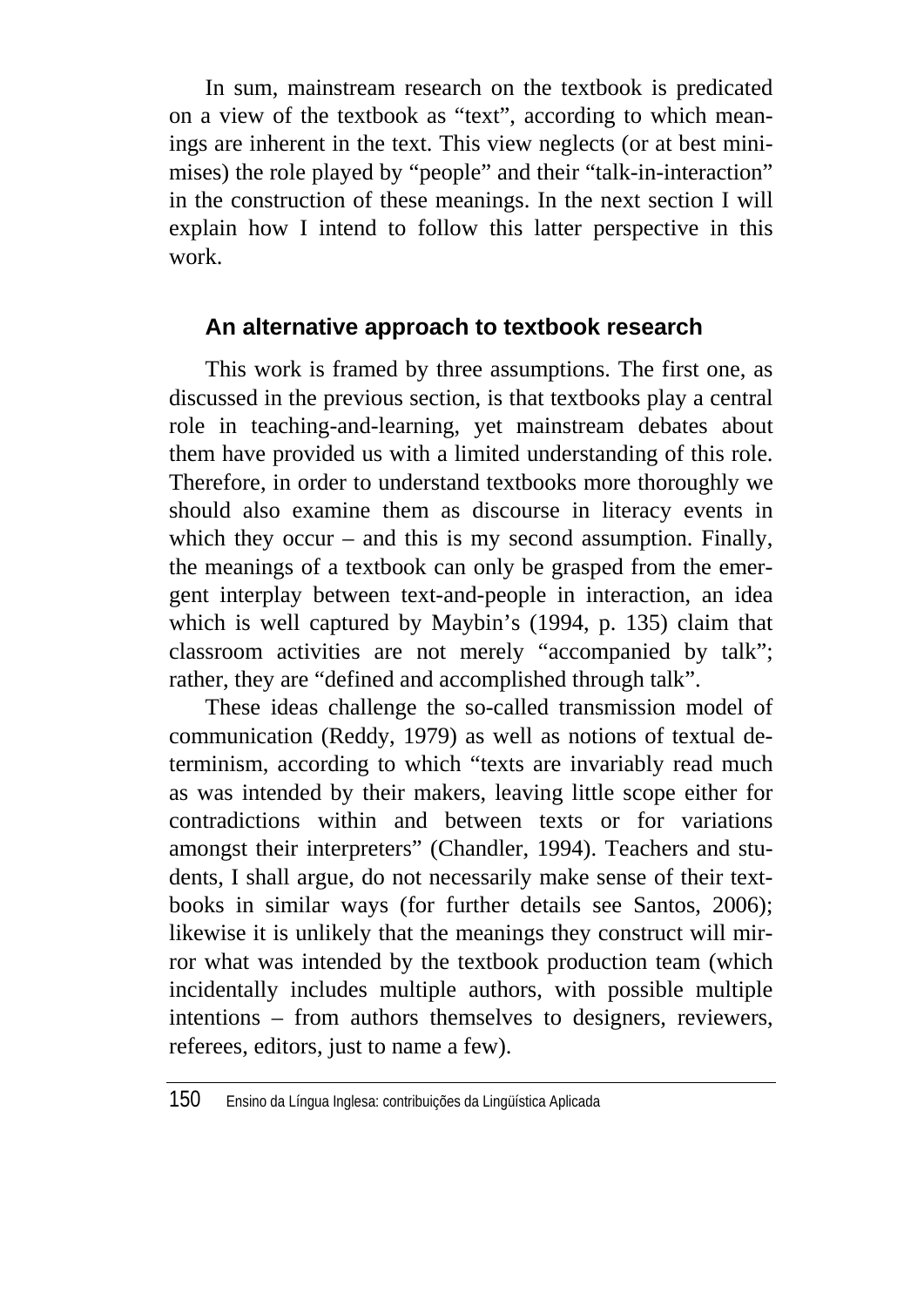In sum, mainstream research on the textbook is predicated on a view of the textbook as "text", according to which meanings are inherent in the text. This view neglects (or at best minimises) the role played by "people" and their "talk-in-interaction" in the construction of these meanings. In the next section I will explain how I intend to follow this latter perspective in this work.

## An alternative approach to textbook research

This work is framed by three assumptions. The first one, as discussed in the previous section, is that textbooks play a central role in teaching-and-learning, yet mainstream debates about them have provided us with a limited understanding of this role. Therefore, in order to understand textbooks more thoroughly we should also examine them as discourse in literacy events in which they occur – and this is my second assumption. Finally, the meanings of a textbook can only be grasped from the emergent interplay between text-and-people in interaction, an idea which is well captured by Maybin's (1994, p. 135) claim that classroom activities are not merely "accompanied by talk"; rather, they are "defined and accomplished through talk".

These ideas challenge the so-called transmission model of communication (Reddy, 1979) as well as notions of textual determinism, according to which "texts are invariably read much as was intended by their makers, leaving little scope either for contradictions within and between texts or for variations amongst their interpreters" (Chandler, 1994). Teachers and students, I shall argue, do not necessarily make sense of their textbooks in similar ways (for further details see Santos, 2006); likewise it is unlikely that the meanings they construct will mirror what was intended by the textbook production team (which incidentally includes multiple authors, with possible multiple intentions – from authors themselves to designers, reviewers, referees, editors, just to name a few).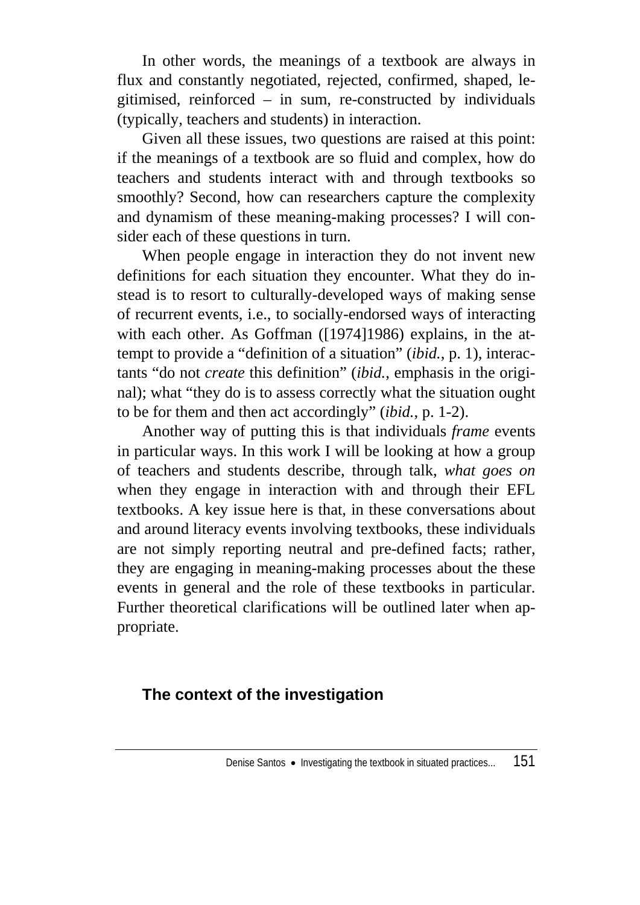In other words, the meanings of a textbook are always in flux and constantly negotiated, rejected, confirmed, shaped, legitimised, reinforced – in sum, re-constructed by individuals (typically, teachers and students) in interaction.

Given all these issues, two questions are raised at this point: if the meanings of a textbook are so fluid and complex, how do teachers and students interact with and through textbooks so smoothly? Second, how can researchers capture the complexity and dynamism of these meaning-making processes? I will consider each of these questions in turn.

When people engage in interaction they do not invent new definitions for each situation they encounter. What they do instead is to resort to culturally-developed ways of making sense of recurrent events, i.e., to socially-endorsed ways of interacting with each other. As Goffman ([1974]1986) explains, in the attempt to provide a "definition of a situation" (*ibid.*, p. 1), interactants "do not *create* this definition" (*ibid.*, emphasis in the original); what "they do is to assess correctly what the situation ought to be for them and then act accordingly" (*ibid.*, p. 1-2).

Another way of putting this is that individuals *frame* events in particular ways. In this work I will be looking at how a group of teachers and students describe, through talk, *what goes on* when they engage in interaction with and through their EFL textbooks. A key issue here is that, in these conversations about and around literacy events involving textbooks, these individuals are not simply reporting neutral and pre-defined facts; rather, they are engaging in meaning-making processes about the these events in general and the role of these textbooks in particular. Further theoretical clarifications will be outlined later when appropriate.

## The context of the investigation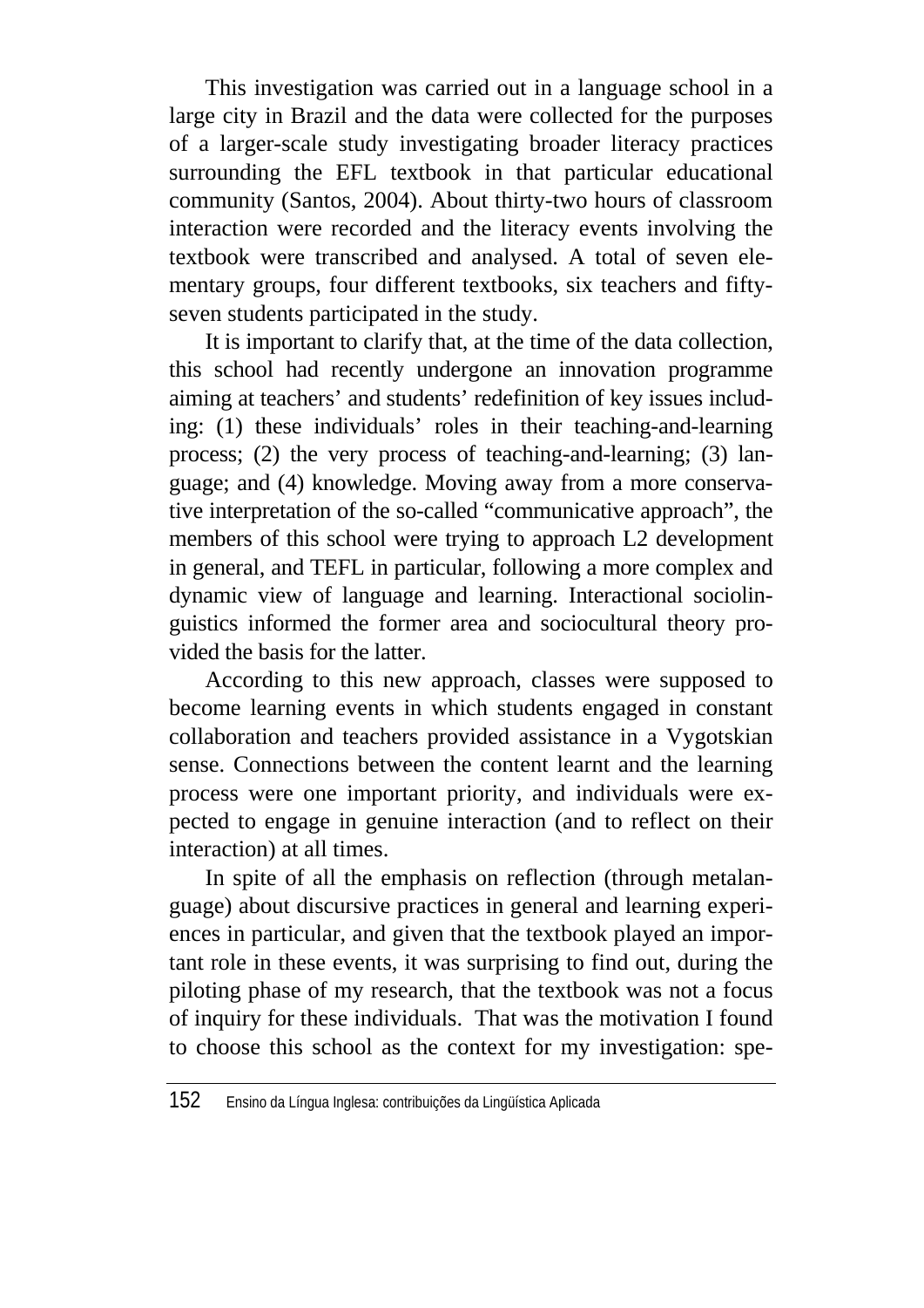This investigation was carried out in a language school in a large city in Brazil and the data were collected for the purposes of a larger-scale study investigating broader literacy practices surrounding the EFL textbook in that particular educational community (Santos, 2004). About thirty-two hours of classroom interaction were recorded and the literacy events involving the textbook were transcribed and analysed. A total of seven elementary groups, four different textbooks, six teachers and fifty-seven students participated in the study.

It is important to clarify that, at the time of the data collection, this school had recently undergone an innovation programme aiming at teachers' and students' redefinition of key issues including: (1) these individuals' roles in their teaching-and-learning process; (2) the very process of teaching-and-learning; (3) language; and (4) knowledge. Moving away from a more conservative interpretation of the so-called "communicative approach", the members of this school were trying to approach L2 development in general, and TEFL in particular, following a more complex and dynamic view of language and learning. Interactional sociolinguistics informed the former area and sociocultural theory provided the basis for the latter.

According to this new approach, classes were supposed to become learning events in which students engaged in constant collaboration and teachers provided assistance in a Vygotskian sense. Connections between the content learnt and the learning process were one important priority, and individuals were expected to engage in genuine interaction (and to reflect on their interaction) at all times.

In spite of all the emphasis on reflection (through metalanguage) about discursive practices in general and learning experiences in particular, and given that the textbook played an important role in these events, it was surprising to find out, during the piloting phase of my research, that the textbook was not a focus of inquiry for these individuals. That was the motivation I found to choose this school as the context for my investigation: spe-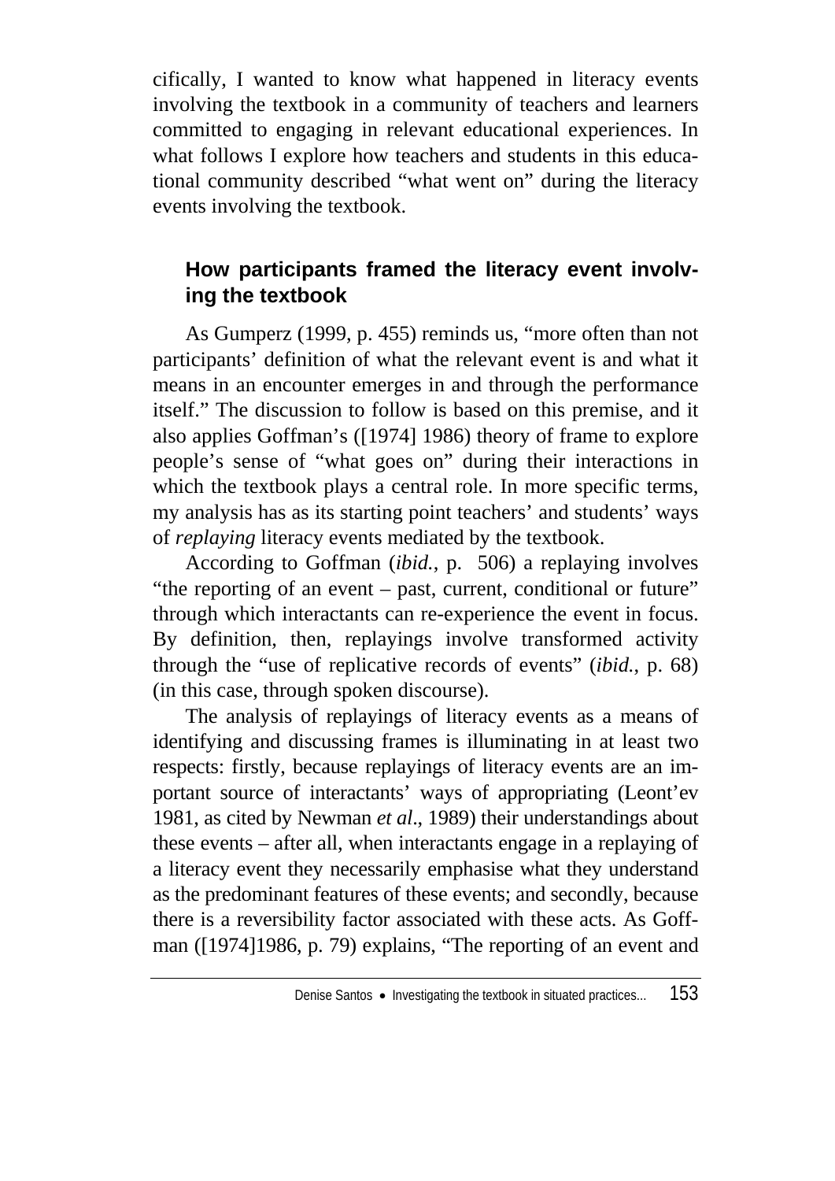cifically, I wanted to know what happened in literacy events involving the textbook in a community of teachers and learners committed to engaging in relevant educational experiences. In what follows I explore how teachers and students in this educational community described "what went on" during the literacy events involving the textbook.

## How participants framed the literacy event involving the textbook

As Gumperz (1999, p. 455) reminds us, "more often than not participants' definition of what the relevant event is and what it means in an encounter emerges in and through the performance itself." The discussion to follow is based on this premise, and it also applies Goffman's ([1974] 1986) theory of frame to explore people's sense of "what goes on" during their interactions in which the textbook plays a central role. In more specific terms, my analysis has as its starting point teachers' and students' ways of *replaying* literacy events mediated by the textbook.

According to Goffman (*ibid.*, p. 506) a replaying involves "the reporting of an event – past, current, conditional or future" through which interactants can re-experience the event in focus. By definition, then, replayings involve transformed activity through the "use of replicative records of events" (*ibid.*, p. 68) (in this case, through spoken discourse).

The analysis of replayings of literacy events as a means of identifying and discussing frames is illuminating in at least two respects: firstly, because replayings of literacy events are an important source of interactants' ways of appropriating (Leont'ev 1981, as cited by Newman *et al*., 1989) their understandings about these events – after all, when interactants engage in a replaying of a literacy event they necessarily emphasise what they understand as the predominant features of these events; and secondly, because there is a reversibility factor associated with these acts. As Goffman ([1974]1986, p. 79) explains, "The reporting of an event and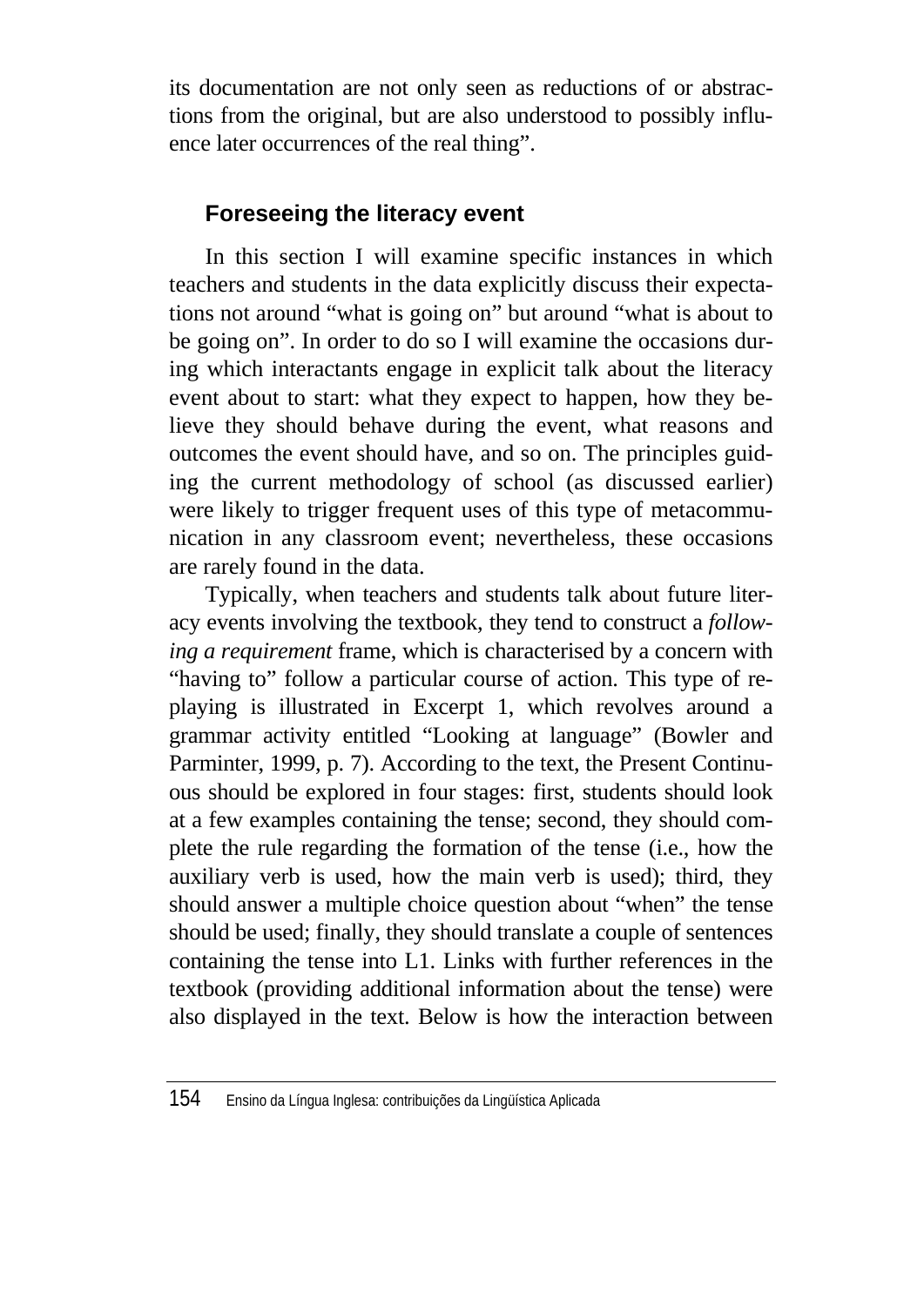its documentation are not only seen as reductions of or abstractions from the original, but are also understood to possibly influence later occurrences of the real thing".

## Foreseeing the literacy event

In this section I will examine specific instances in which teachers and students in the data explicitly discuss their expectations not around "what is going on" but around "what is about to be going on". In order to do so I will examine the occasions during which interactants engage in explicit talk about the literacy event about to start: what they expect to happen, how they believe they should behave during the event, what reasons and outcomes the event should have, and so on. The principles guiding the current methodology of school (as discussed earlier) were likely to trigger frequent uses of this type of metacommunication in any classroom event; nevertheless, these occasions are rarely found in the data.

Typically, when teachers and students talk about future literacy events involving the textbook, they tend to construct a *following a requirement* frame, which is characterised by a concern with "having to" follow a particular course of action. This type of replaying is illustrated in Excerpt 1, which revolves around a grammar activity entitled "Looking at language" (Bowler and Parminter, 1999, p. 7). According to the text, the Present Continuous should be explored in four stages: first, students should look at a few examples containing the tense; second, they should complete the rule regarding the formation of the tense (i.e., how the auxiliary verb is used, how the main verb is used); third, they should answer a multiple choice question about "when" the tense should be used; finally, they should translate a couple of sentences containing the tense into L1. Links with further references in the textbook (providing additional information about the tense) were also displayed in the text. Below is how the interaction between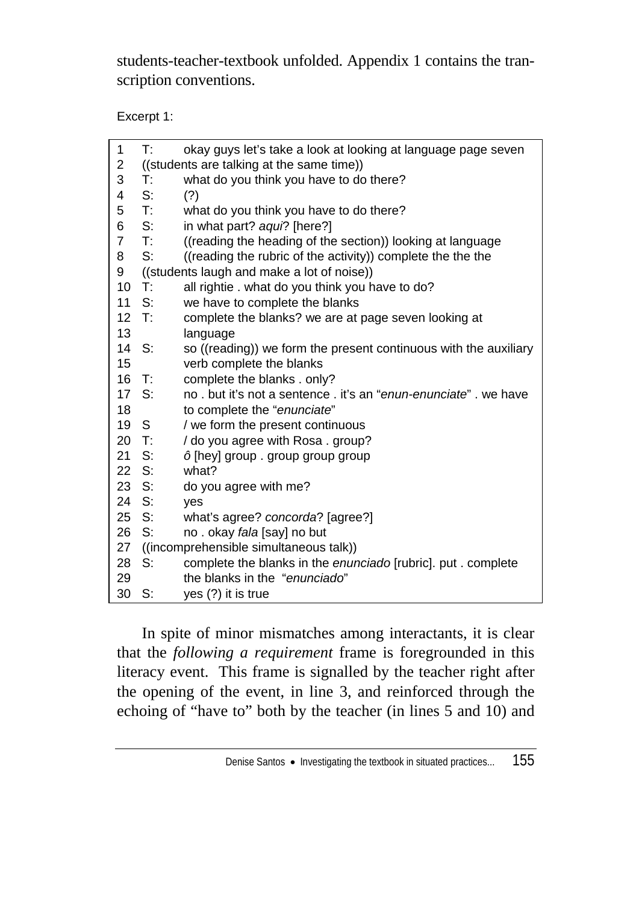students-teacher-textbook unfolded. Appendix 1 contains the transcription conventions.

Excerpt 1:

| | | |
|---|---|---|
| 1 | T: | okay guys let's take a look at looking at language page seven |
| 2 | ((students are talking at the same time)) | |
| 3 | T: | what do you think you have to do there? |
| 4 | S: | (?) |
| 5 | T: | what do you think you have to do there? |
| 6 | S: | in what part? *aqui*? [here?] |
| 7 | T: | ((reading the heading of the section)) looking at language |
| 8 | S: | ((reading the rubric of the activity)) complete the the the |
| 9 | ((students laugh and make a lot of noise)) | |
| 10 | T: | all rightie . what do you think you have to do? |
| 11 | S: | we have to complete the blanks |
| 12 | T: | complete the blanks? we are at page seven looking at |
| 13 | | language |
| 14 | S: | so ((reading)) we form the present continuous with the auxiliary |
| 15 | | verb complete the blanks |
| 16 | T: | complete the blanks . only? |
| 17 | S: | no . but it's not a sentence . it's an "*enun-enunciate*" . we have |
| 18 | | to complete the "*enunciate*" |
| 19 | S | / we form the present continuous |
| 20 | T: | / do you agree with Rosa . group? |
| 21 | S: | *ô* [hey] group . group group group |
| 22 | S: | what? |
| 23 | S: | do you agree with me? |
| 24 | S: | yes |
| 25 | S: | what's agree? *concorda*? [agree?] |
| 26 | S: | no . okay *fala* [say] no but |
| 27 | ((incomprehensible simultaneous talk)) | |
| 28 | S: | complete the blanks in the *enunciado* [rubric]. put . complete |
| 29 | | the blanks in the "*enunciado*" |
| 30 | S: | yes (?) it is true |

In spite of minor mismatches among interactants, it is clear that the *following a requirement* frame is foregrounded in this literacy event. This frame is signalled by the teacher right after the opening of the event, in line 3, and reinforced through the echoing of "have to" both by the teacher (in lines 5 and 10) and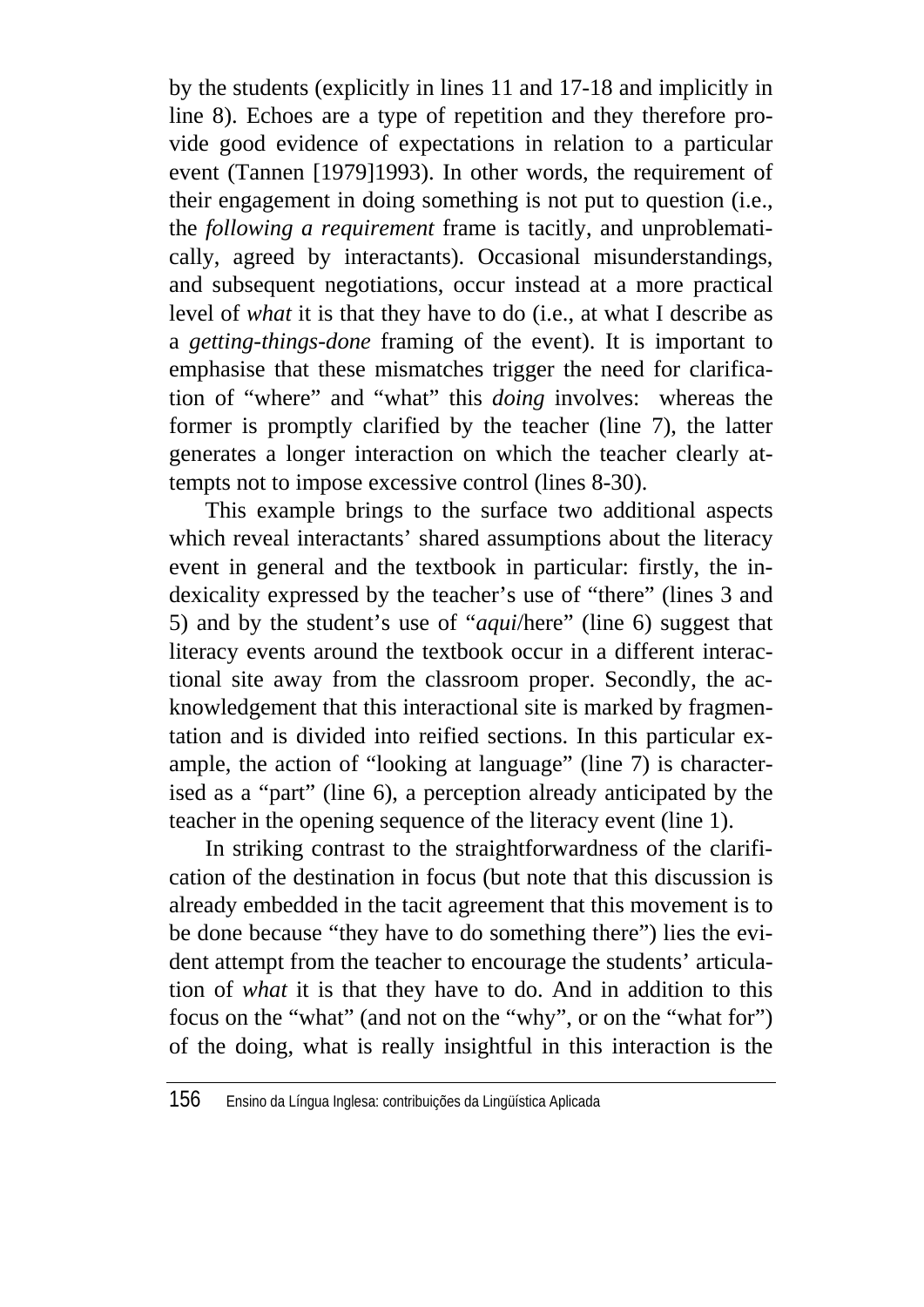by the students (explicitly in lines 11 and 17-18 and implicitly in line 8). Echoes are a type of repetition and they therefore provide good evidence of expectations in relation to a particular event (Tannen [1979]1993). In other words, the requirement of their engagement in doing something is not put to question (i.e., the *following a requirement* frame is tacitly, and unproblematically, agreed by interactants). Occasional misunderstandings, and subsequent negotiations, occur instead at a more practical level of *what* it is that they have to do (i.e., at what I describe as a *getting-things-done* framing of the event). It is important to emphasise that these mismatches trigger the need for clarification of "where" and "what" this *doing* involves: whereas the former is promptly clarified by the teacher (line 7), the latter generates a longer interaction on which the teacher clearly attempts not to impose excessive control (lines 8-30).

This example brings to the surface two additional aspects which reveal interactants' shared assumptions about the literacy event in general and the textbook in particular: firstly, the indexicality expressed by the teacher's use of "there" (lines 3 and 5) and by the student's use of "*aqui*/here" (line 6) suggest that literacy events around the textbook occur in a different interactional site away from the classroom proper. Secondly, the acknowledgement that this interactional site is marked by fragmentation and is divided into reified sections. In this particular example, the action of "looking at language" (line 7) is characterised as a "part" (line 6), a perception already anticipated by the teacher in the opening sequence of the literacy event (line 1).

In striking contrast to the straightforwardness of the clarification of the destination in focus (but note that this discussion is already embedded in the tacit agreement that this movement is to be done because "they have to do something there") lies the evident attempt from the teacher to encourage the students' articulation of *what* it is that they have to do. And in addition to this focus on the "what" (and not on the "why", or on the "what for") of the doing, what is really insightful in this interaction is the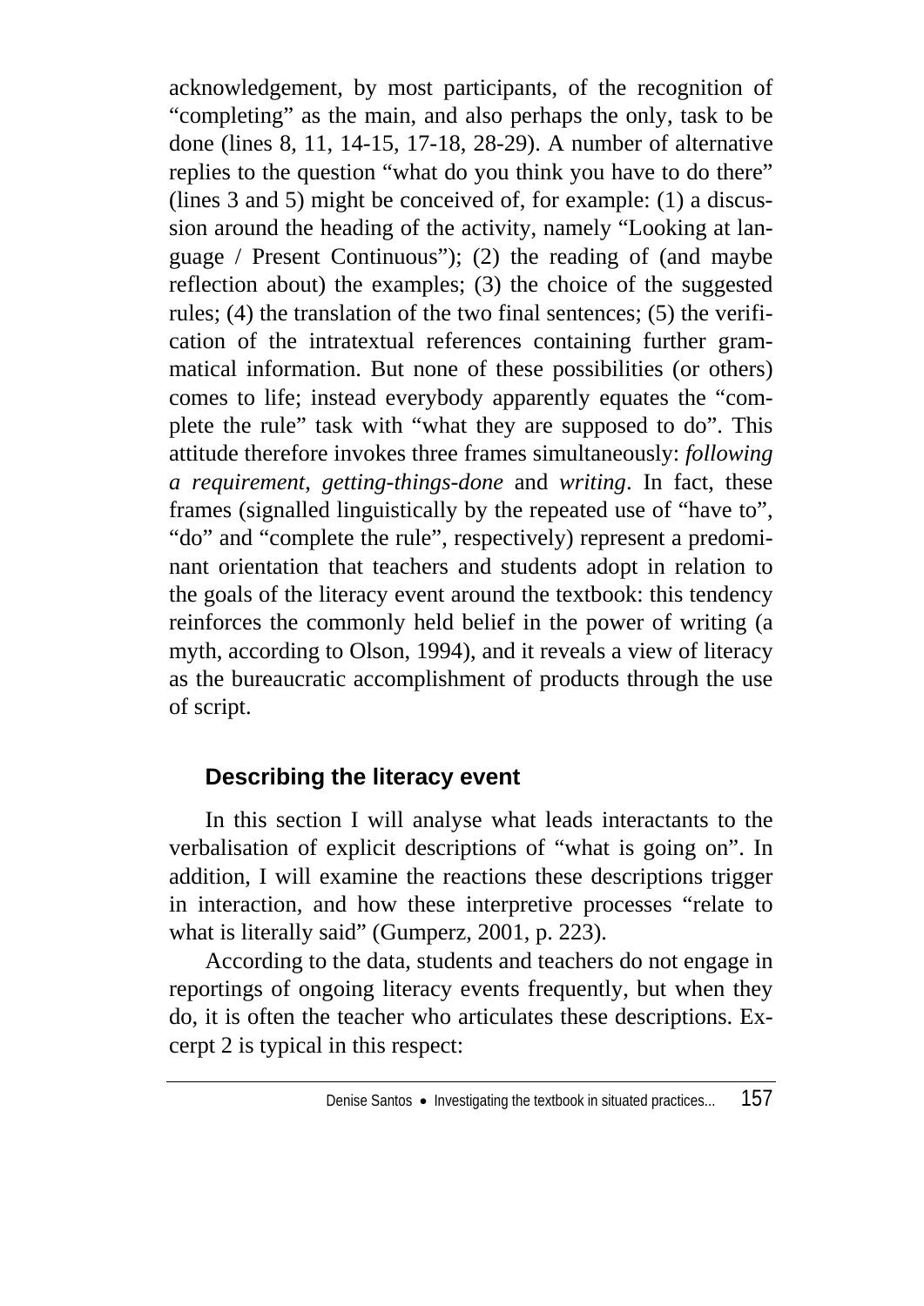acknowledgement, by most participants, of the recognition of "completing" as the main, and also perhaps the only, task to be done (lines 8, 11, 14-15, 17-18, 28-29). A number of alternative replies to the question "what do you think you have to do there" (lines 3 and 5) might be conceived of, for example: (1) a discussion around the heading of the activity, namely "Looking at language / Present Continuous"); (2) the reading of (and maybe reflection about) the examples; (3) the choice of the suggested rules; (4) the translation of the two final sentences; (5) the verification of the intratextual references containing further grammatical information. But none of these possibilities (or others) comes to life; instead everybody apparently equates the "complete the rule" task with "what they are supposed to do". This attitude therefore invokes three frames simultaneously: *following a requirement*, *getting-things-done* and *writing*. In fact, these frames (signalled linguistically by the repeated use of "have to", "do" and "complete the rule", respectively) represent a predominant orientation that teachers and students adopt in relation to the goals of the literacy event around the textbook: this tendency reinforces the commonly held belief in the power of writing (a myth, according to Olson, 1994), and it reveals a view of literacy as the bureaucratic accomplishment of products through the use of script.

## Describing the literacy event

In this section I will analyse what leads interactants to the verbalisation of explicit descriptions of "what is going on". In addition, I will examine the reactions these descriptions trigger in interaction, and how these interpretive processes "relate to what is literally said" (Gumperz, 2001, p. 223).

According to the data, students and teachers do not engage in reportings of ongoing literacy events frequently, but when they do, it is often the teacher who articulates these descriptions. Excerpt 2 is typical in this respect: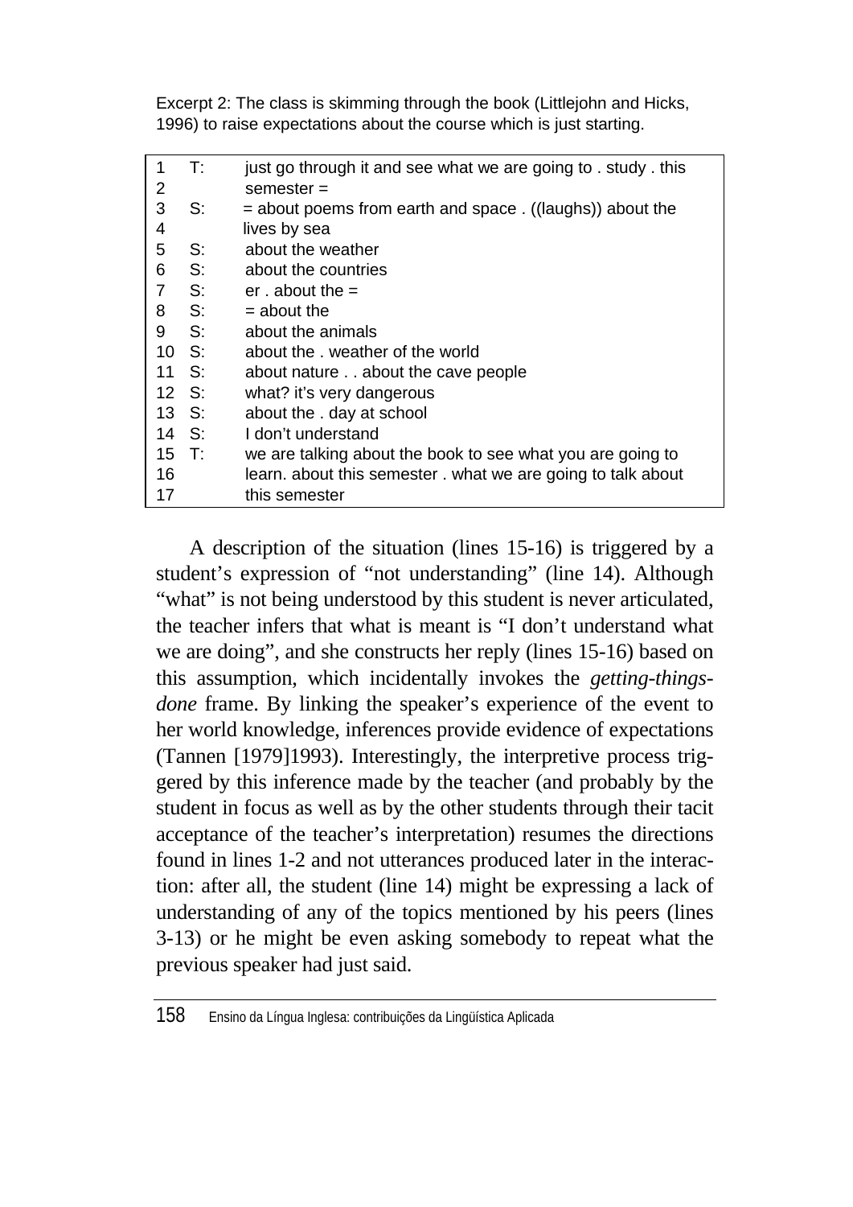Excerpt 2: The class is skimming through the book (Littlejohn and Hicks, 1996) to raise expectations about the course which is just starting.

| | | |
|---|---|---|
| 1 | T: | just go through it and see what we are going to . study . this |
| 2 | | semester = |
| 3 | S: | = about poems from earth and space . ((laughs)) about the |
| 4 | | lives by sea |
| 5 | S: | about the weather |
| 6 | S: | about the countries |
| 7 | S: | er . about the = |
| 8 | S: | = about the |
| 9 | S: | about the animals |
| 10 | S: | about the . weather of the world |
| 11 | S: | about nature . . about the cave people |
| 12 | S: | what? it's very dangerous |
| 13 | S: | about the . day at school |
| 14 | S: | I don't understand |
| 15 | T: | we are talking about the book to see what you are going to |
| 16 | | learn. about this semester . what we are going to talk about |
| 17 | | this semester |

A description of the situation (lines 15-16) is triggered by a student's expression of "not understanding" (line 14). Although "what" is not being understood by this student is never articulated, the teacher infers that what is meant is "I don't understand what we are doing", and she constructs her reply (lines 15-16) based on this assumption, which incidentally invokes the *getting-things-done* frame. By linking the speaker's experience of the event to her world knowledge, inferences provide evidence of expectations (Tannen [1979]1993). Interestingly, the interpretive process triggered by this inference made by the teacher (and probably by the student in focus as well as by the other students through their tacit acceptance of the teacher's interpretation) resumes the directions found in lines 1-2 and not utterances produced later in the interaction: after all, the student (line 14) might be expressing a lack of understanding of any of the topics mentioned by his peers (lines 3-13) or he might be even asking somebody to repeat what the previous speaker had just said.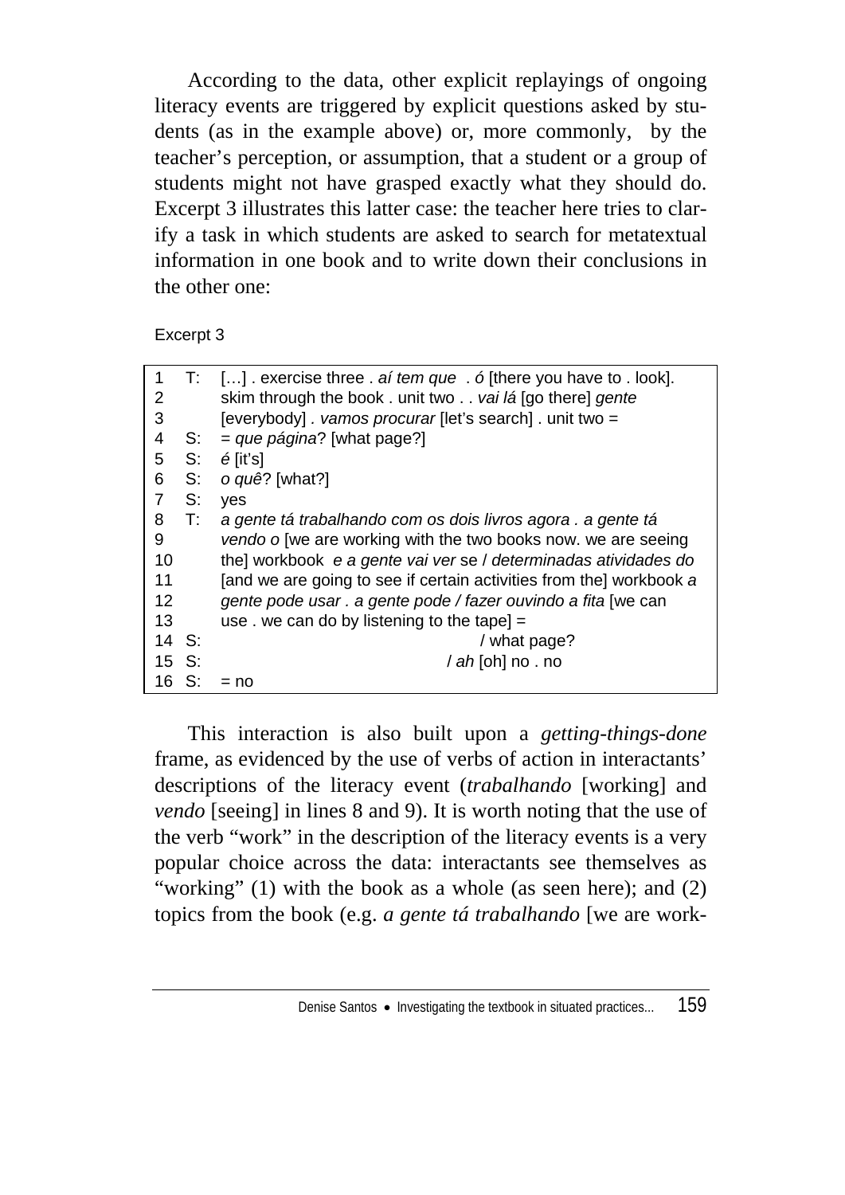According to the data, other explicit replayings of ongoing literacy events are triggered by explicit questions asked by students (as in the example above) or, more commonly, by the teacher's perception, or assumption, that a student or a group of students might not have grasped exactly what they should do. Excerpt 3 illustrates this latter case: the teacher here tries to clarify a task in which students are asked to search for metatextual information in one book and to write down their conclusions in the other one:

Excerpt 3

| | | |
|---|---|---|
| 1 | T: | […] . exercise three . *aí tem que* . *ó* [there you have to . look]. |
| 2 | | skim through the book . unit two . . *vai lá* [go there] *gente* |
| 3 | | [everybody] . *vamos procurar* [let's search] . unit two = |
| 4 | S: | = *que página*? [what page?] |
| 5 | S: | *é* [it's] |
| 6 | S: | *o quê*? [what?] |
| 7 | S: | yes |
| 8 | T: | *a gente tá trabalhando com os dois livros agora . a gente tá* |
| 9 | | *vendo o* [we are working with the two books now. we are seeing |
| 10 | | the] workbook *e a gente vai ver* se / *determinadas atividades do* |
| 11 | | [and we are going to see if certain activities from the] workbook *a* |
| 12 | | *gente pode usar . a gente pode / fazer ouvindo a fita* [we can |
| 13 | | use . we can do by listening to the tape] = |
| 14 | S: | / what page? |
| 15 | S: | / *ah* [oh] no . no |
| 16 | S: | = no |

This interaction is also built upon a *getting-things-done* frame, as evidenced by the use of verbs of action in interactants' descriptions of the literacy event (*trabalhando* [working] and *vendo* [seeing] in lines 8 and 9). It is worth noting that the use of the verb "work" in the description of the literacy events is a very popular choice across the data: interactants see themselves as "working" (1) with the book as a whole (as seen here); and (2) topics from the book (e.g. *a gente tá trabalhando* [we are work-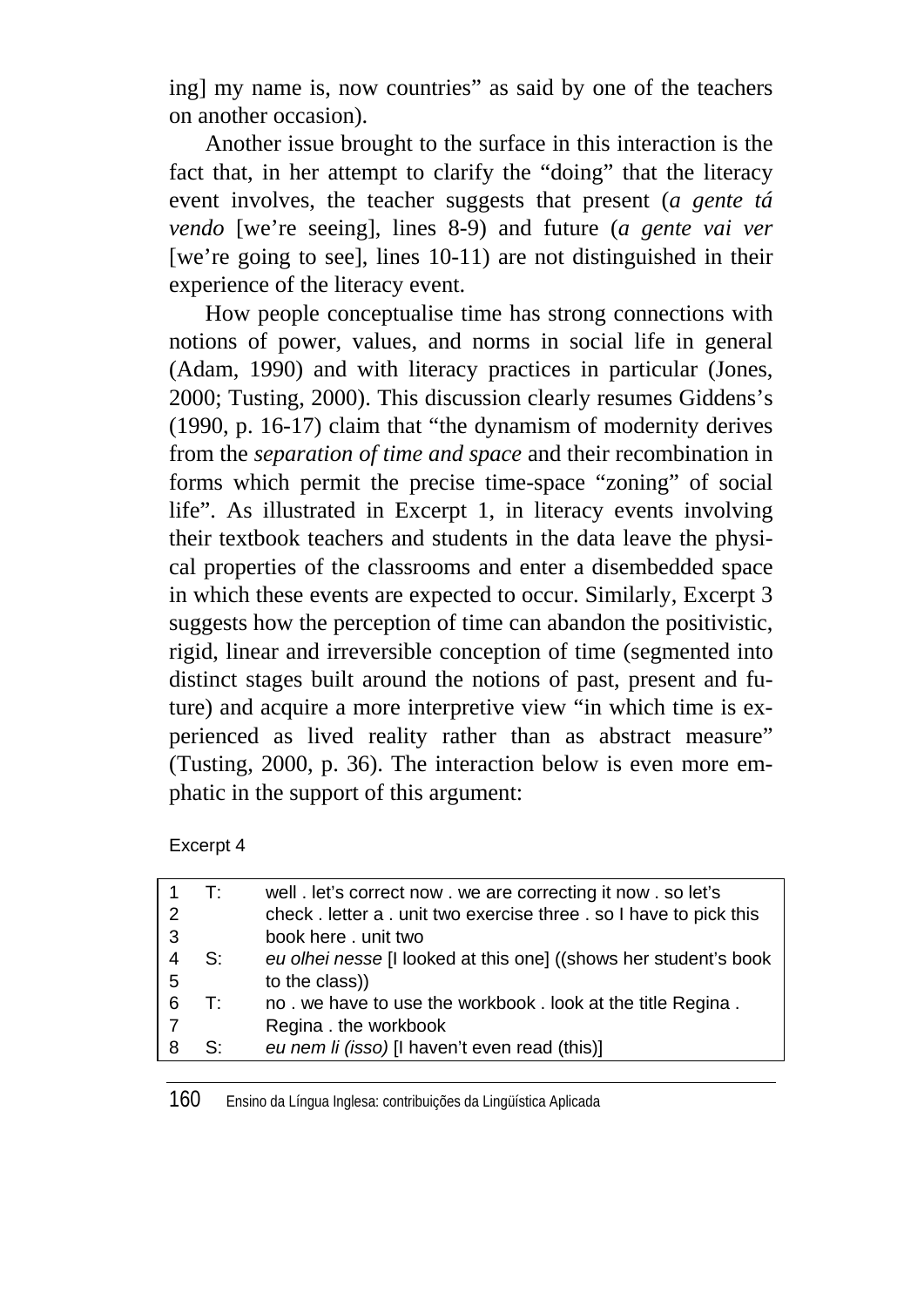ing] my name is, now countries" as said by one of the teachers on another occasion).

Another issue brought to the surface in this interaction is the fact that, in her attempt to clarify the "doing" that the literacy event involves, the teacher suggests that present (*a gente tá vendo* [we're seeing], lines 8-9) and future (*a gente vai ver* [we're going to see], lines 10-11) are not distinguished in their experience of the literacy event.

How people conceptualise time has strong connections with notions of power, values, and norms in social life in general (Adam, 1990) and with literacy practices in particular (Jones, 2000; Tusting, 2000). This discussion clearly resumes Giddens's (1990, p. 16-17) claim that "the dynamism of modernity derives from the *separation of time and space* and their recombination in forms which permit the precise time-space "zoning" of social life". As illustrated in Excerpt 1, in literacy events involving their textbook teachers and students in the data leave the physical properties of the classrooms and enter a disembedded space in which these events are expected to occur. Similarly, Excerpt 3 suggests how the perception of time can abandon the positivistic, rigid, linear and irreversible conception of time (segmented into distinct stages built around the notions of past, present and future) and acquire a more interpretive view "in which time is experienced as lived reality rather than as abstract measure" (Tusting, 2000, p. 36). The interaction below is even more emphatic in the support of this argument:

Excerpt 4

| | | |
|---|---|---|
| 1 | T: | well . let's correct now . we are correcting it now . so let's |
| 2 | | check . letter a . unit two exercise three . so I have to pick this |
| 3 | | book here . unit two |
| 4 | S: | *eu olhei nesse* [I looked at this one] ((shows her student's book |
| 5 | | to the class)) |
| 6 | T: | no . we have to use the workbook . look at the title Regina . |
| 7 | | Regina . the workbook |
| 8 | S: | *eu nem li (isso)* [I haven't even read (this)] |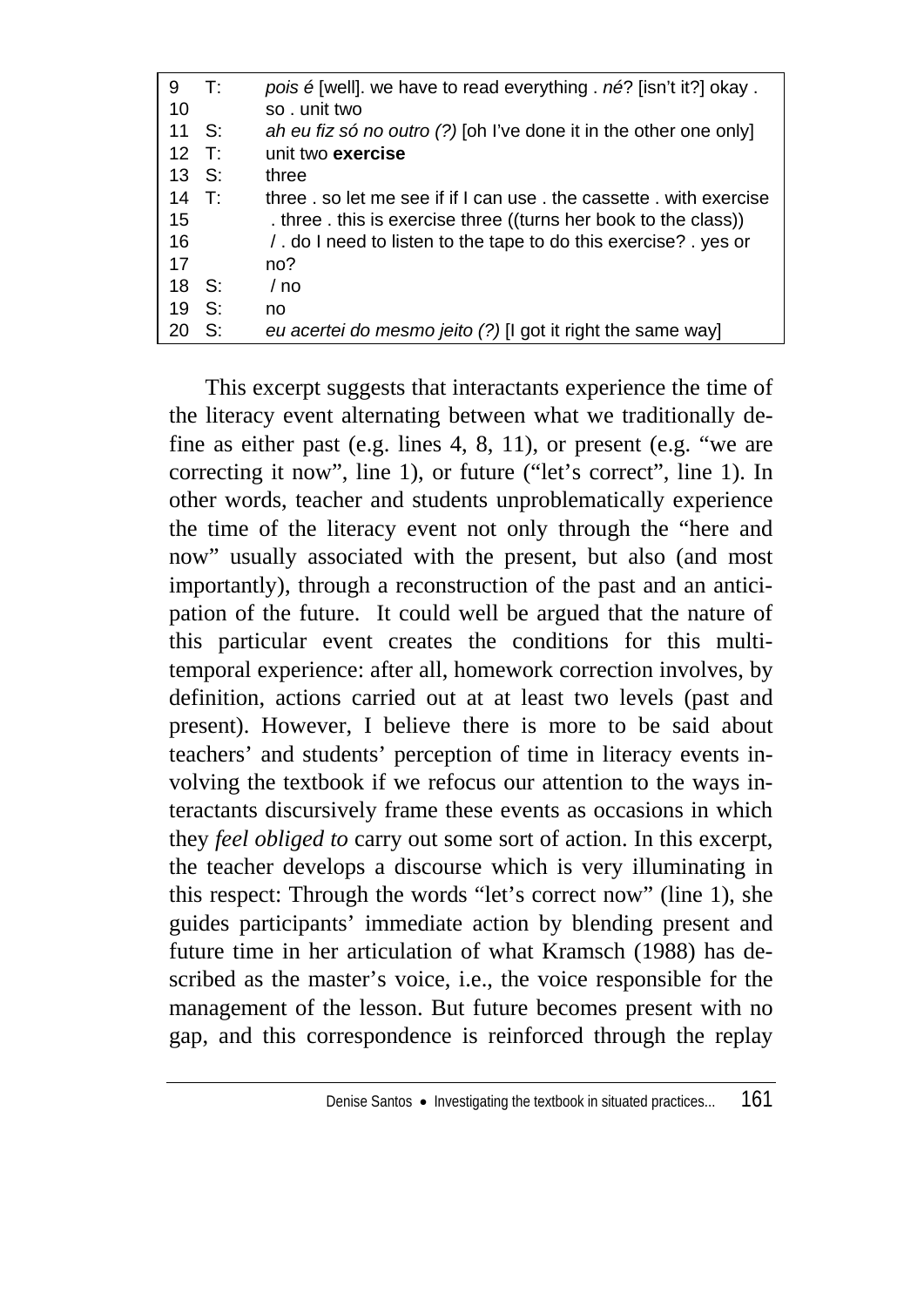| | | |
|---|---|---|
| 9 | T: | *pois é* [well]. we have to read everything . *né*? [isn't it?] okay . |
| 10 | | so . unit two |
| 11 | S: | *ah eu fiz só no outro (?)* [oh I've done it in the other one only] |
| 12 | T: | unit two **exercise** |
| 13 | S: | three |
| 14 | T: | three . so let me see if if I can use . the cassette . with exercise |
| 15 | | . three . this is exercise three ((turns her book to the class)) |
| 16 | | / . do I need to listen to the tape to do this exercise? . yes or |
| 17 | | no? |
| 18 | S: | / no |
| 19 | S: | no |
| 20 | S: | *eu acertei do mesmo jeito (?)* [I got it right the same way] |

This excerpt suggests that interactants experience the time of the literacy event alternating between what we traditionally define as either past (e.g. lines 4, 8, 11), or present (e.g. "we are correcting it now", line 1), or future ("let's correct", line 1). In other words, teacher and students unproblematically experience the time of the literacy event not only through the "here and now" usually associated with the present, but also (and most importantly), through a reconstruction of the past and an anticipation of the future. It could well be argued that the nature of this particular event creates the conditions for this multi-temporal experience: after all, homework correction involves, by definition, actions carried out at at least two levels (past and present). However, I believe there is more to be said about teachers' and students' perception of time in literacy events involving the textbook if we refocus our attention to the ways interactants discursively frame these events as occasions in which they *feel obliged to* carry out some sort of action. In this excerpt, the teacher develops a discourse which is very illuminating in this respect: Through the words "let's correct now" (line 1), she guides participants' immediate action by blending present and future time in her articulation of what Kramsch (1988) has described as the master's voice, i.e., the voice responsible for the management of the lesson. But future becomes present with no gap, and this correspondence is reinforced through the replay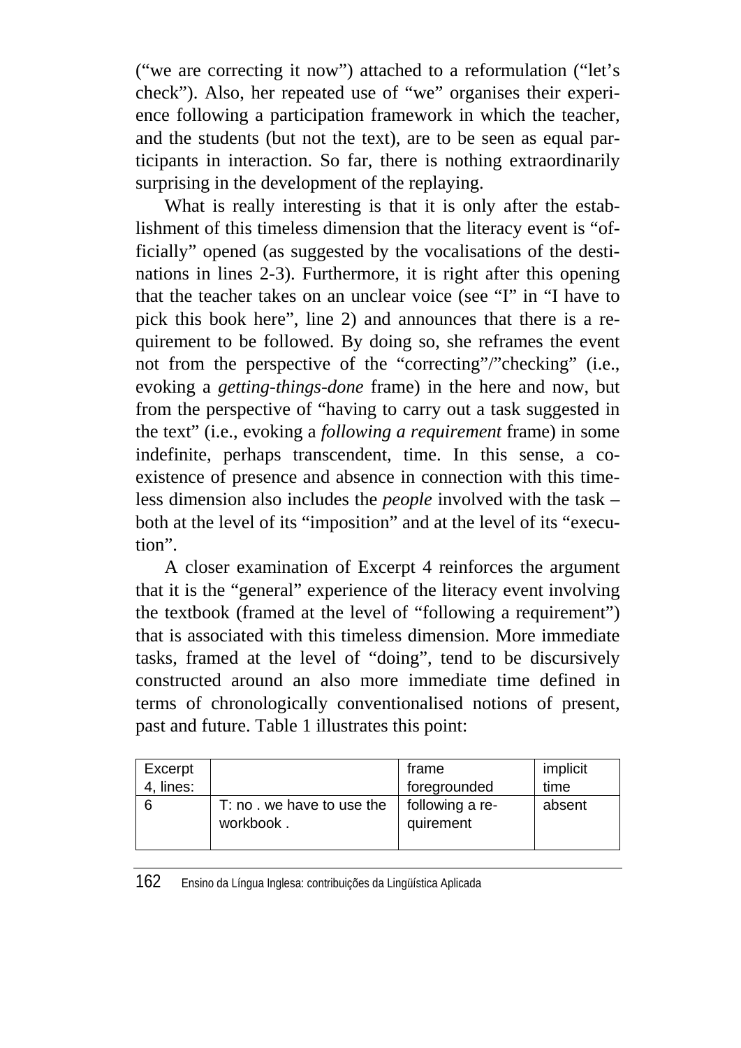("we are correcting it now") attached to a reformulation ("let's check"). Also, her repeated use of "we" organises their experience following a participation framework in which the teacher, and the students (but not the text), are to be seen as equal participants in interaction. So far, there is nothing extraordinarily surprising in the development of the replaying.

What is really interesting is that it is only after the establishment of this timeless dimension that the literacy event is "officially" opened (as suggested by the vocalisations of the destinations in lines 2-3). Furthermore, it is right after this opening that the teacher takes on an unclear voice (see "I" in "I have to pick this book here", line 2) and announces that there is a requirement to be followed. By doing so, she reframes the event not from the perspective of the "correcting"/"checking" (i.e., evoking a *getting-things-done* frame) in the here and now, but from the perspective of "having to carry out a task suggested in the text" (i.e., evoking a *following a requirement* frame) in some indefinite, perhaps transcendent, time. In this sense, a co-existence of presence and absence in connection with this timeless dimension also includes the *people* involved with the task – both at the level of its "imposition" and at the level of its "execution".

A closer examination of Excerpt 4 reinforces the argument that it is the "general" experience of the literacy event involving the textbook (framed at the level of "following a requirement") that is associated with this timeless dimension. More immediate tasks, framed at the level of "doing", tend to be discursively constructed around an also more immediate time defined in terms of chronologically conventionalised notions of present, past and future. Table 1 illustrates this point:

| Excerpt 4, lines: | | frame foregrounded | implicit time |
|---|---|---|---|
| 6 | T: no . we have to use the workbook . | following a requirement | absent |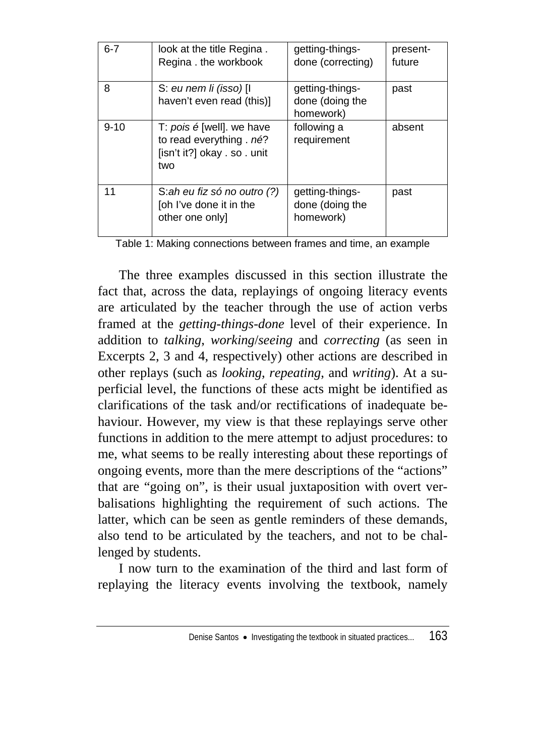| 6-7 | look at the title Regina . Regina . the workbook | getting-things-done (correcting) | present-future |
|---|---|---|---|
| 8 | S: *eu nem li (isso)* [I haven't even read (this)] | getting-things-done (doing the homework) | past |
| 9-10 | T: *pois é* [well]. we have to read everything . *né*? [isn't it?] okay . so . unit two | following a requirement | absent |
| 11 | S:*ah eu fiz só no outro (?)* [oh I've done it in the other one only] | getting-things-done (doing the homework) | past |

Table 1: Making connections between frames and time, an example

The three examples discussed in this section illustrate the fact that, across the data, replayings of ongoing literacy events are articulated by the teacher through the use of action verbs framed at the *getting-things-done* level of their experience. In addition to *talking*, *working*/*seeing* and *correcting* (as seen in Excerpts 2, 3 and 4, respectively) other actions are described in other replays (such as *looking*, *repeating*, and *writing*). At a superficial level, the functions of these acts might be identified as clarifications of the task and/or rectifications of inadequate behaviour. However, my view is that these replayings serve other functions in addition to the mere attempt to adjust procedures: to me, what seems to be really interesting about these reportings of ongoing events, more than the mere descriptions of the "actions" that are "going on", is their usual juxtaposition with overt verbalisations highlighting the requirement of such actions. The latter, which can be seen as gentle reminders of these demands, also tend to be articulated by the teachers, and not to be challenged by students.

I now turn to the examination of the third and last form of replaying the literacy events involving the textbook, namely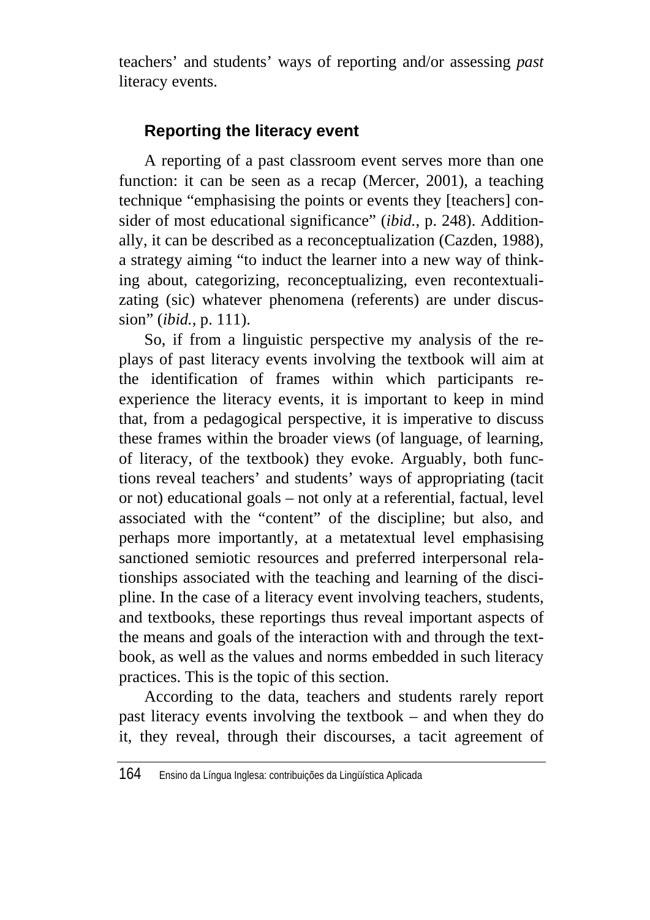teachers' and students' ways of reporting and/or assessing *past* literacy events.

## Reporting the literacy event

A reporting of a past classroom event serves more than one function: it can be seen as a recap (Mercer, 2001), a teaching technique "emphasising the points or events they [teachers] consider of most educational significance" (*ibid.*, p. 248). Additionally, it can be described as a reconceptualization (Cazden, 1988), a strategy aiming "to induct the learner into a new way of thinking about, categorizing, reconceptualizing, even recontextualizating (sic) whatever phenomena (referents) are under discussion" (*ibid.*, p. 111).

So, if from a linguistic perspective my analysis of the replays of past literacy events involving the textbook will aim at the identification of frames within which participants re-experience the literacy events, it is important to keep in mind that, from a pedagogical perspective, it is imperative to discuss these frames within the broader views (of language, of learning, of literacy, of the textbook) they evoke. Arguably, both functions reveal teachers' and students' ways of appropriating (tacit or not) educational goals – not only at a referential, factual, level associated with the "content" of the discipline; but also, and perhaps more importantly, at a metatextual level emphasising sanctioned semiotic resources and preferred interpersonal relationships associated with the teaching and learning of the discipline. In the case of a literacy event involving teachers, students, and textbooks, these reportings thus reveal important aspects of the means and goals of the interaction with and through the textbook, as well as the values and norms embedded in such literacy practices. This is the topic of this section.

According to the data, teachers and students rarely report past literacy events involving the textbook – and when they do it, they reveal, through their discourses, a tacit agreement of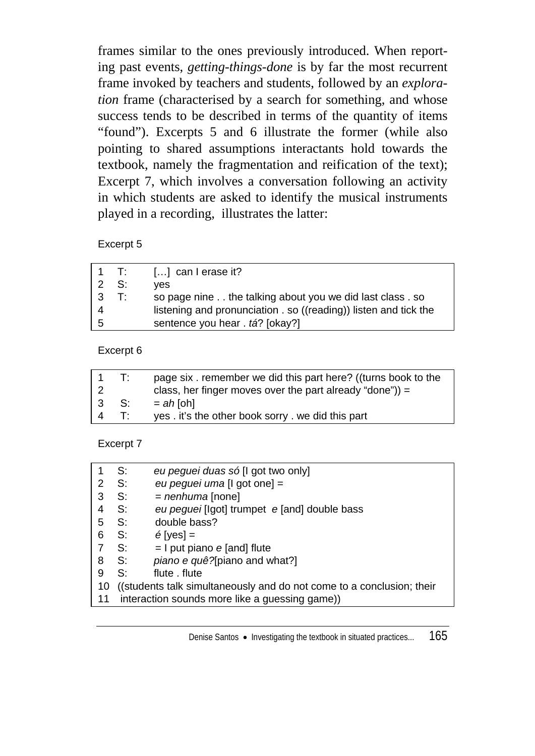frames similar to the ones previously introduced. When reporting past events, *getting-things-done* is by far the most recurrent frame invoked by teachers and students, followed by an *exploration* frame (characterised by a search for something, and whose success tends to be described in terms of the quantity of items "found"). Excerpts 5 and 6 illustrate the former (while also pointing to shared assumptions interactants hold towards the textbook, namely the fragmentation and reification of the text); Excerpt 7, which involves a conversation following an activity in which students are asked to identify the musical instruments played in a recording, illustrates the latter:

Excerpt 5

| | | |
|---|---|---|
| 1 | T: | […] can I erase it? |
| 2 | S: | yes |
| 3 | T: | so page nine . . the talking about you we did last class . so |
| 4 | | listening and pronunciation . so ((reading)) listen and tick the |
| 5 | | sentence you hear . *tá*? [okay?] |

Excerpt 6

| | | |
|---|---|---|
| 1 | T: | page six . remember we did this part here? ((turns book to the |
| 2 | | class, her finger moves over the part already "done")) = |
| 3 | S: | = *ah* [oh] |
| 4 | T: | yes . it's the other book sorry . we did this part |

Excerpt 7

| | | |
|---|---|---|
| 1 | S: | *eu peguei duas só* [I got two only] |
| 2 | S: | *eu peguei uma* [I got one] = |
| 3 | S: | = *nenhuma* [none] |
| 4 | S: | *eu peguei* [Igot] trumpet *e* [and] double bass |
| 5 | S: | double bass? |
| 6 | S: | *é* [yes] = |
| 7 | S: | = I put piano *e* [and] flute |
| 8 | S: | *piano e quê?*[piano and what?] |
| 9 | S: | flute . flute |
| 10 | | ((students talk simultaneously and do not come to a conclusion; their |
| 11 | | interaction sounds more like a guessing game)) |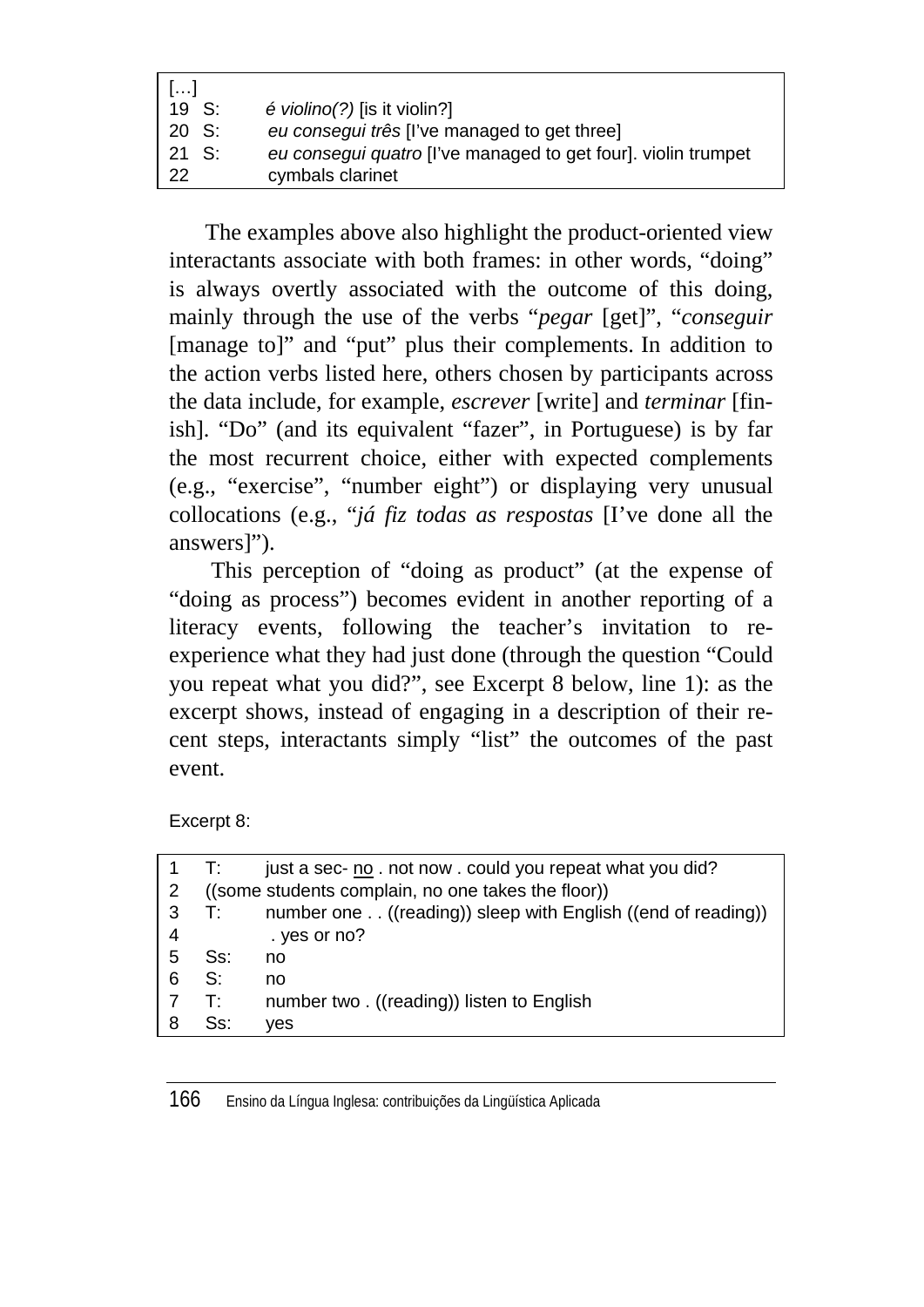| | | |
|---|---|---|
| […] | | |
| 19 | S: | *é violino(?)* [is it violin?] |
| 20 | S: | *eu consegui três* [I've managed to get three] |
| 21 | S: | *eu consegui quatro* [I've managed to get four]. violin trumpet |
| 22 | | cymbals clarinet |

The examples above also highlight the product-oriented view interactants associate with both frames: in other words, "doing" is always overtly associated with the outcome of this doing, mainly through the use of the verbs "*pegar* [get]", "*conseguir* [manage to]" and "put" plus their complements. In addition to the action verbs listed here, others chosen by participants across the data include, for example, *escrever* [write] and *terminar* [finish]. "Do" (and its equivalent "fazer", in Portuguese) is by far the most recurrent choice, either with expected complements (e.g., "exercise", "number eight") or displaying very unusual collocations (e.g., "*já fiz todas as respostas* [I've done all the answers]").

This perception of "doing as product" (at the expense of "doing as process") becomes evident in another reporting of a literacy events, following the teacher's invitation to re-experience what they had just done (through the question "Could you repeat what you did?", see Excerpt 8 below, line 1): as the excerpt shows, instead of engaging in a description of their recent steps, interactants simply "list" the outcomes of the past event.

Excerpt 8:

| | | |
|---|---|---|
| 1 | T: | just a sec- no . not now . could you repeat what you did? |
| 2 | ((some students complain, no one takes the floor)) | |
| 3 | T: | number one . . ((reading)) sleep with English ((end of reading)) |
| 4 | | . yes or no? |
| 5 | Ss: | no |
| 6 | S: | no |
| 7 | T: | number two . ((reading)) listen to English |
| 8 | Ss: | yes |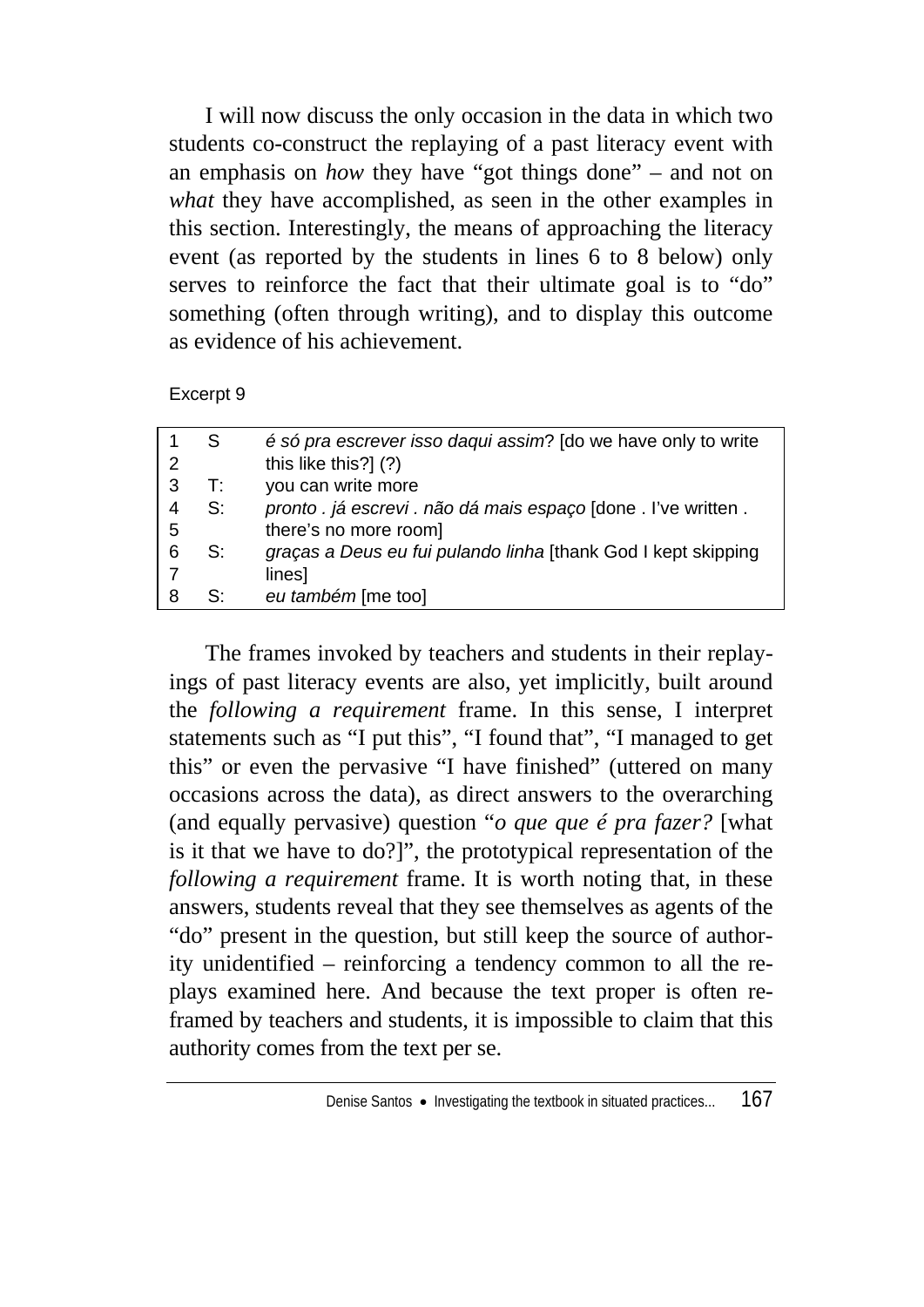I will now discuss the only occasion in the data in which two students co-construct the replaying of a past literacy event with an emphasis on *how* they have "got things done" – and not on *what* they have accomplished, as seen in the other examples in this section. Interestingly, the means of approaching the literacy event (as reported by the students in lines 6 to 8 below) only serves to reinforce the fact that their ultimate goal is to "do" something (often through writing), and to display this outcome as evidence of his achievement.

Excerpt 9

| | | |
|---|---|---|
| 1 | S | *é só pra escrever isso daqui assim*? [do we have only to write |
| 2 | | this like this?] (?) |
| 3 | T: | you can write more |
| 4 | S: | *pronto . já escrevi . não dá mais espaço* [done . I've written . |
| 5 | | there's no more room] |
| 6 | S: | *graças a Deus eu fui pulando linha* [thank God I kept skipping |
| 7 | | lines] |
| 8 | S: | *eu também* [me too] |

The frames invoked by teachers and students in their replayings of past literacy events are also, yet implicitly, built around the *following a requirement* frame. In this sense, I interpret statements such as "I put this", "I found that", "I managed to get this" or even the pervasive "I have finished" (uttered on many occasions across the data), as direct answers to the overarching (and equally pervasive) question "*o que que é pra fazer?* [what is it that we have to do?]", the prototypical representation of the *following a requirement* frame. It is worth noting that, in these answers, students reveal that they see themselves as agents of the "do" present in the question, but still keep the source of authority unidentified – reinforcing a tendency common to all the replays examined here. And because the text proper is often reframed by teachers and students, it is impossible to claim that this authority comes from the text per se.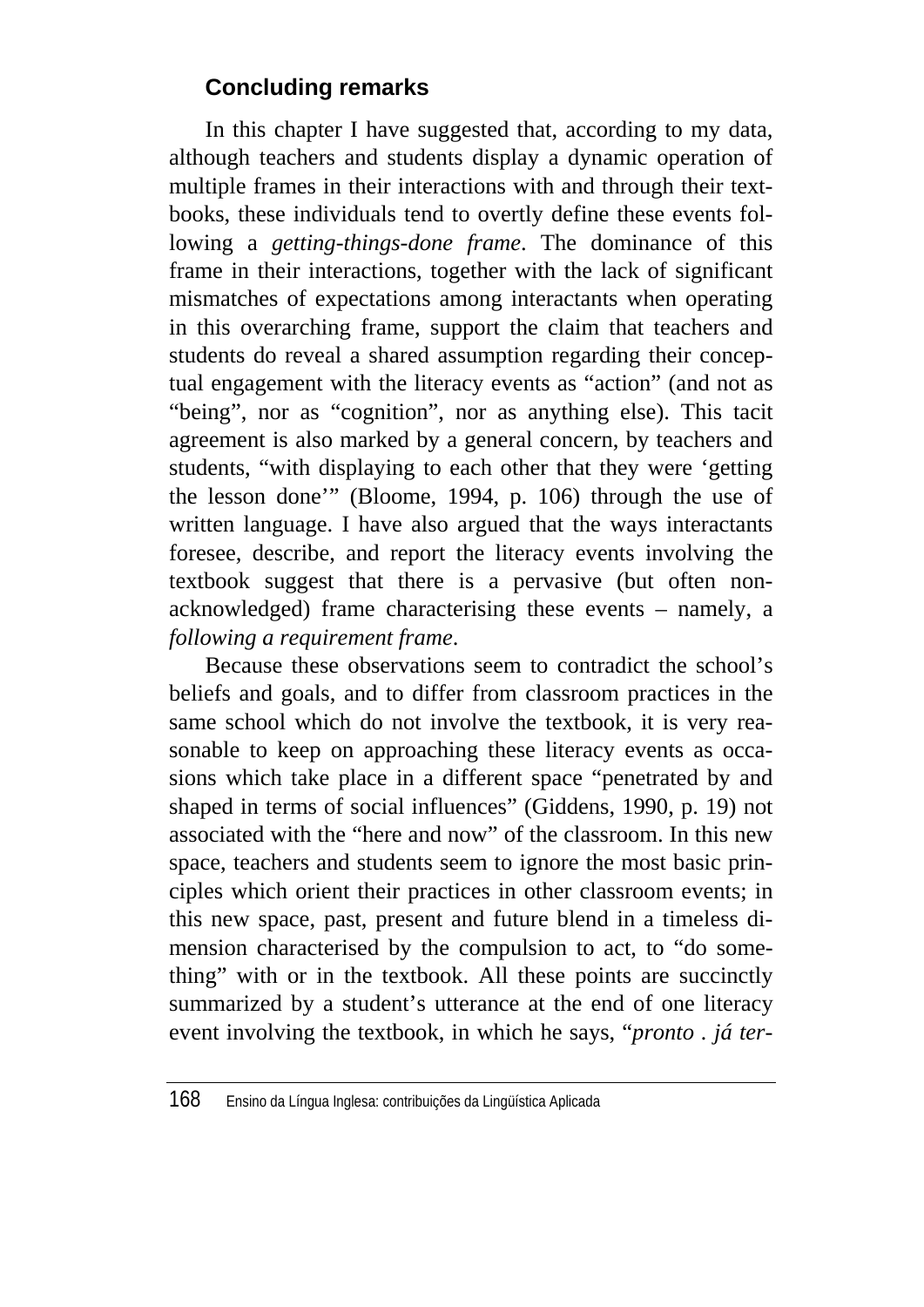## Concluding remarks

In this chapter I have suggested that, according to my data, although teachers and students display a dynamic operation of multiple frames in their interactions with and through their textbooks, these individuals tend to overtly define these events following a *getting-things-done frame*. The dominance of this frame in their interactions, together with the lack of significant mismatches of expectations among interactants when operating in this overarching frame, support the claim that teachers and students do reveal a shared assumption regarding their conceptual engagement with the literacy events as "action" (and not as "being", nor as "cognition", nor as anything else). This tacit agreement is also marked by a general concern, by teachers and students, "with displaying to each other that they were 'getting the lesson done'" (Bloome, 1994, p. 106) through the use of written language. I have also argued that the ways interactants foresee, describe, and report the literacy events involving the textbook suggest that there is a pervasive (but often non-acknowledged) frame characterising these events – namely, a *following a requirement frame*.

Because these observations seem to contradict the school's beliefs and goals, and to differ from classroom practices in the same school which do not involve the textbook, it is very reasonable to keep on approaching these literacy events as occasions which take place in a different space "penetrated by and shaped in terms of social influences" (Giddens, 1990, p. 19) not associated with the "here and now" of the classroom. In this new space, teachers and students seem to ignore the most basic principles which orient their practices in other classroom events; in this new space, past, present and future blend in a timeless dimension characterised by the compulsion to act, to "do something" with or in the textbook. All these points are succinctly summarized by a student's utterance at the end of one literacy event involving the textbook, in which he says, "*pronto . já ter-*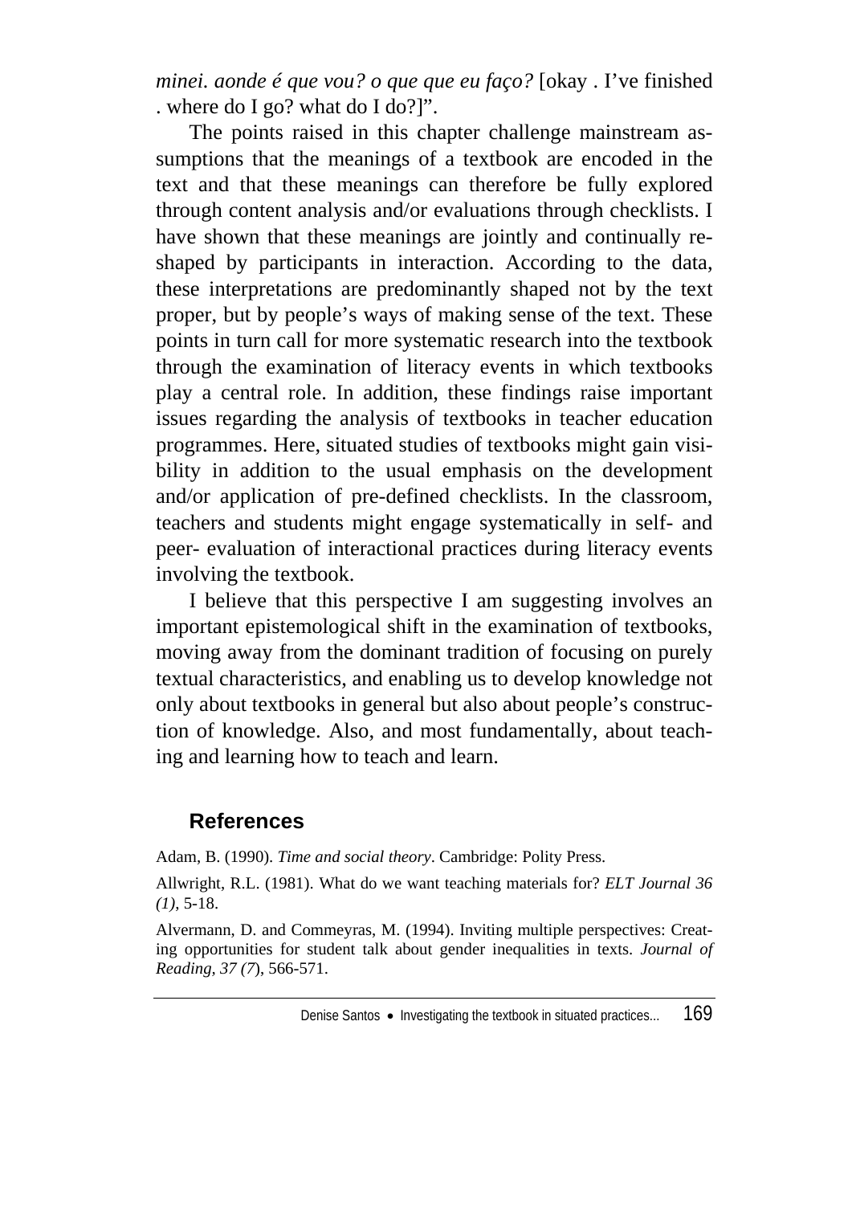*minei. aonde é que vou? o que que eu faço?* [okay . I've finished . where do I go? what do I do?]".

The points raised in this chapter challenge mainstream assumptions that the meanings of a textbook are encoded in the text and that these meanings can therefore be fully explored through content analysis and/or evaluations through checklists. I have shown that these meanings are jointly and continually reshaped by participants in interaction. According to the data, these interpretations are predominantly shaped not by the text proper, but by people's ways of making sense of the text. These points in turn call for more systematic research into the textbook through the examination of literacy events in which textbooks play a central role. In addition, these findings raise important issues regarding the analysis of textbooks in teacher education programmes. Here, situated studies of textbooks might gain visibility in addition to the usual emphasis on the development and/or application of pre-defined checklists. In the classroom, teachers and students might engage systematically in self- and peer- evaluation of interactional practices during literacy events involving the textbook.

I believe that this perspective I am suggesting involves an important epistemological shift in the examination of textbooks, moving away from the dominant tradition of focusing on purely textual characteristics, and enabling us to develop knowledge not only about textbooks in general but also about people's construction of knowledge. Also, and most fundamentally, about teaching and learning how to teach and learn.

## References

Adam, B. (1990). *Time and social theory*. Cambridge: Polity Press.

Allwright, R.L. (1981). What do we want teaching materials for? *ELT Journal 36 (1)*, 5-18.

Alvermann, D. and Commeyras, M. (1994). Inviting multiple perspectives: Creating opportunities for student talk about gender inequalities in texts. *Journal of Reading, 37 (7*), 566-571.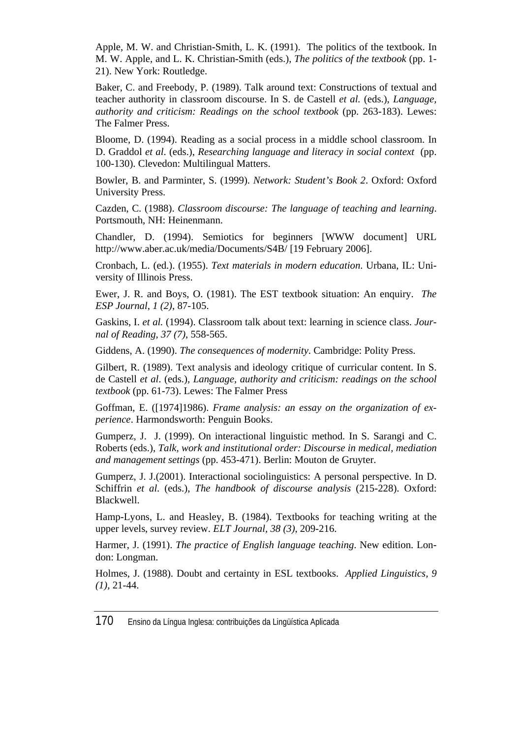Apple, M. W. and Christian-Smith, L. K. (1991). The politics of the textbook. In M. W. Apple, and L. K. Christian-Smith (eds.), *The politics of the textbook* (pp. 1-21). New York: Routledge.

Baker, C. and Freebody, P. (1989). Talk around text: Constructions of textual and teacher authority in classroom discourse. In S. de Castell *et al.* (eds.), *Language, authority and criticism: Readings on the school textbook* (pp. 263-183). Lewes: The Falmer Press.

Bloome, D. (1994). Reading as a social process in a middle school classroom. In D. Graddol *et al*. (eds.), *Researching language and literacy in social context* (pp. 100-130). Clevedon: Multilingual Matters.

Bowler, B. and Parminter, S. (1999). *Network: Student's Book 2*. Oxford: Oxford University Press.

Cazden, C. (1988). *Classroom discourse: The language of teaching and learning*. Portsmouth, NH: Heinenmann.

Chandler, D. (1994). Semiotics for beginners [WWW document] URL http://www.aber.ac.uk/media/Documents/S4B/ [19 February 2006].

Cronbach, L. (ed.). (1955). *Text materials in modern education*. Urbana, IL: University of Illinois Press.

Ewer, J. R. and Boys, O. (1981). The EST textbook situation: An enquiry. *The ESP Journal, 1 (2)*, 87-105.

Gaskins, I. *et al.* (1994). Classroom talk about text: learning in science class. *Journal of Reading, 37 (7)*, 558-565.

Giddens, A. (1990). *The consequences of modernity*. Cambridge: Polity Press.

Gilbert, R. (1989). Text analysis and ideology critique of curricular content. In S. de Castell *et al*. (eds.), *Language, authority and criticism: readings on the school textbook* (pp. 61-73). Lewes: The Falmer Press

Goffman, E. ([1974]1986). *Frame analysis: an essay on the organization of experience*. Harmondsworth: Penguin Books.

Gumperz, J. J. (1999). On interactional linguistic method. In S. Sarangi and C. Roberts (eds.), *Talk, work and institutional order: Discourse in medical, mediation and management settings* (pp. 453-471). Berlin: Mouton de Gruyter.

Gumperz, J. J.(2001). Interactional sociolinguistics: A personal perspective. In D. Schiffrin *et al*. (eds.), *The handbook of discourse analysis* (215-228). Oxford: Blackwell.

Hamp-Lyons, L. and Heasley, B. (1984). Textbooks for teaching writing at the upper levels, survey review. *ELT Journal, 38 (3)*, 209-216.

Harmer, J. (1991). *The practice of English language teaching*. New edition. London: Longman.

Holmes, J. (1988). Doubt and certainty in ESL textbooks. *Applied Linguistics, 9 (1),* 21-44.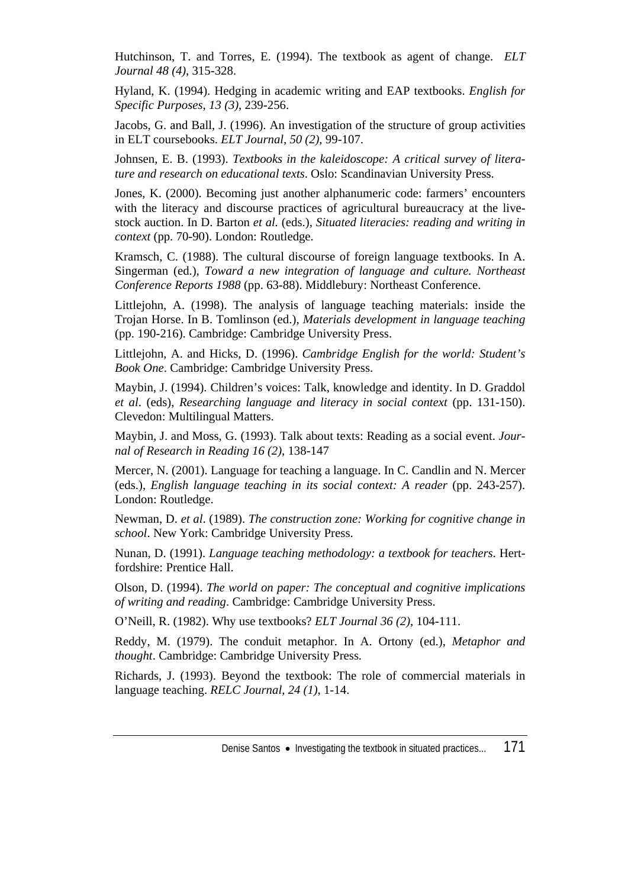Hutchinson, T. and Torres, E. (1994). The textbook as agent of change. *ELT Journal 48 (4)*, 315-328.

Hyland, K. (1994). Hedging in academic writing and EAP textbooks. *English for Specific Purposes, 13 (3)*, 239-256.

Jacobs, G. and Ball, J. (1996). An investigation of the structure of group activities in ELT coursebooks. *ELT Journal, 50 (2),* 99-107.

Johnsen, E. B. (1993). *Textbooks in the kaleidoscope: A critical survey of literature and research on educational texts*. Oslo: Scandinavian University Press.

Jones, K. (2000). Becoming just another alphanumeric code: farmers' encounters with the literacy and discourse practices of agricultural bureaucracy at the livestock auction. In D. Barton *et al.* (eds.), *Situated literacies: reading and writing in context* (pp. 70-90). London: Routledge.

Kramsch, C. (1988). The cultural discourse of foreign language textbooks. In A. Singerman (ed.), *Toward a new integration of language and culture. Northeast Conference Reports 1988* (pp. 63-88). Middlebury: Northeast Conference.

Littlejohn, A. (1998). The analysis of language teaching materials: inside the Trojan Horse. In B. Tomlinson (ed.), *Materials development in language teaching* (pp. 190-216). Cambridge: Cambridge University Press.

Littlejohn, A. and Hicks, D. (1996). *Cambridge English for the world: Student's Book One*. Cambridge: Cambridge University Press.

Maybin, J. (1994). Children's voices: Talk, knowledge and identity. In D. Graddol *et al*. (eds), *Researching language and literacy in social context* (pp. 131-150). Clevedon: Multilingual Matters.

Maybin, J. and Moss, G. (1993). Talk about texts: Reading as a social event. *Journal of Research in Reading 16 (2)*, 138-147

Mercer, N. (2001). Language for teaching a language. In C. Candlin and N. Mercer (eds.), *English language teaching in its social context: A reader* (pp. 243-257). London: Routledge.

Newman, D. *et al*. (1989). *The construction zone: Working for cognitive change in school*. New York: Cambridge University Press.

Nunan, D. (1991). *Language teaching methodology: a textbook for teachers*. Hertfordshire: Prentice Hall.

Olson, D. (1994). *The world on paper: The conceptual and cognitive implications of writing and reading*. Cambridge: Cambridge University Press.

O'Neill, R. (1982). Why use textbooks? *ELT Journal 36 (2)*, 104-111.

Reddy, M. (1979). The conduit metaphor. In A. Ortony (ed.), *Metaphor and thought*. Cambridge: Cambridge University Press.

Richards, J. (1993). Beyond the textbook: The role of commercial materials in language teaching. *RELC Journal, 24 (1)*, 1-14.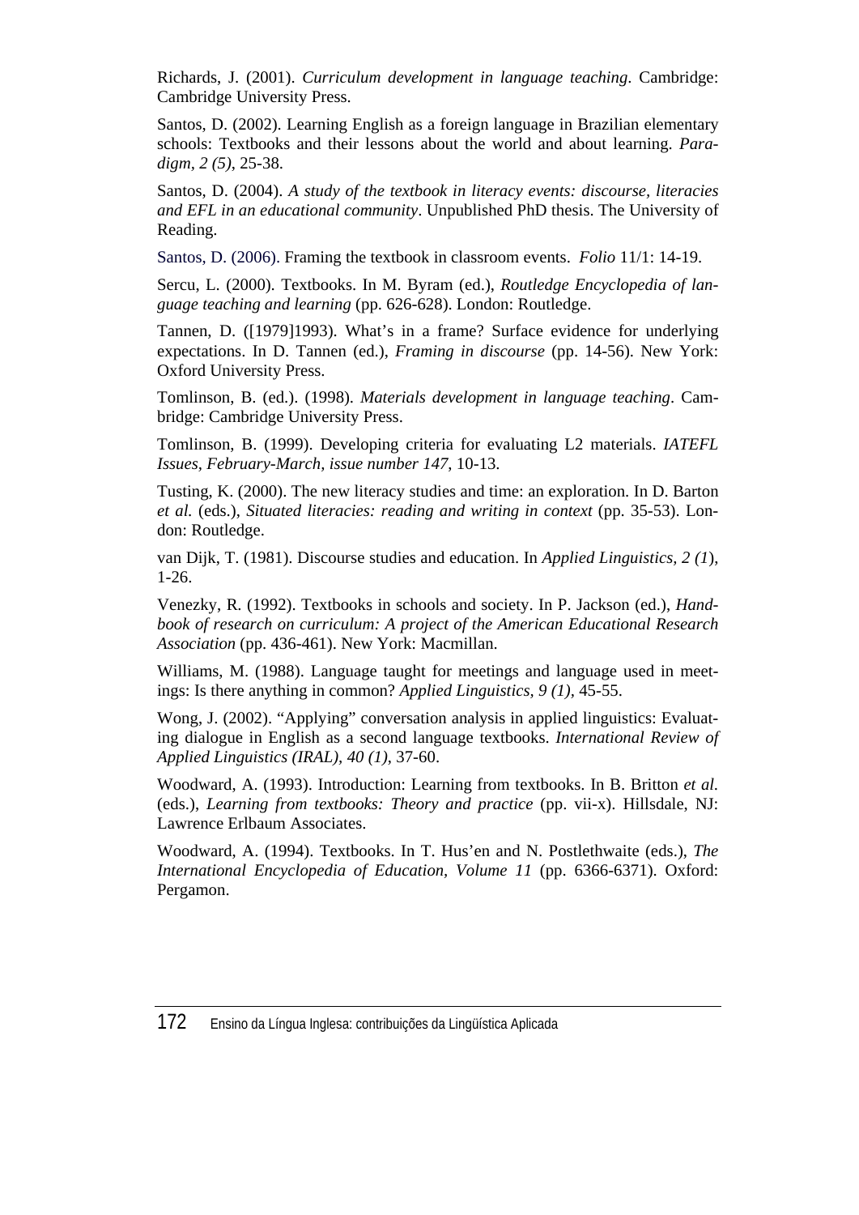Richards, J. (2001). *Curriculum development in language teaching*. Cambridge: Cambridge University Press.

Santos, D. (2002). Learning English as a foreign language in Brazilian elementary schools: Textbooks and their lessons about the world and about learning. *Paradigm, 2 (5)*, 25-38.

Santos, D. (2004). *A study of the textbook in literacy events: discourse, literacies and EFL in an educational community*. Unpublished PhD thesis. The University of Reading.

Santos, D. (2006). Framing the textbook in classroom events. *Folio* 11/1: 14-19.

Sercu, L. (2000). Textbooks. In M. Byram (ed.), *Routledge Encyclopedia of language teaching and learning* (pp. 626-628). London: Routledge.

Tannen, D. ([1979]1993). What's in a frame? Surface evidence for underlying expectations. In D. Tannen (ed.), *Framing in discourse* (pp. 14-56). New York: Oxford University Press.

Tomlinson, B. (ed.). (1998). *Materials development in language teaching*. Cambridge: Cambridge University Press.

Tomlinson, B. (1999). Developing criteria for evaluating L2 materials. *IATEFL Issues, February-March, issue number 147*, 10-13.

Tusting, K. (2000). The new literacy studies and time: an exploration. In D. Barton *et al.* (eds.), *Situated literacies: reading and writing in context* (pp. 35-53). London: Routledge.

van Dijk, T. (1981). Discourse studies and education. In *Applied Linguistics, 2 (1*), 1-26.

Venezky, R. (1992). Textbooks in schools and society. In P. Jackson (ed.), *Handbook of research on curriculum: A project of the American Educational Research Association* (pp. 436-461). New York: Macmillan.

Williams, M. (1988). Language taught for meetings and language used in meetings: Is there anything in common? *Applied Linguistics, 9 (1)*, 45-55.

Wong, J. (2002). "Applying" conversation analysis in applied linguistics: Evaluating dialogue in English as a second language textbooks. *International Review of Applied Linguistics (IRAL), 40 (1)*, 37-60.

Woodward, A. (1993). Introduction: Learning from textbooks. In B. Britton *et al.* (eds.), *Learning from textbooks: Theory and practice* (pp. vii-x). Hillsdale, NJ: Lawrence Erlbaum Associates.

Woodward, A. (1994). Textbooks. In T. Hus'en and N. Postlethwaite (eds.), *The International Encyclopedia of Education, Volume 11* (pp. 6366-6371). Oxford: Pergamon.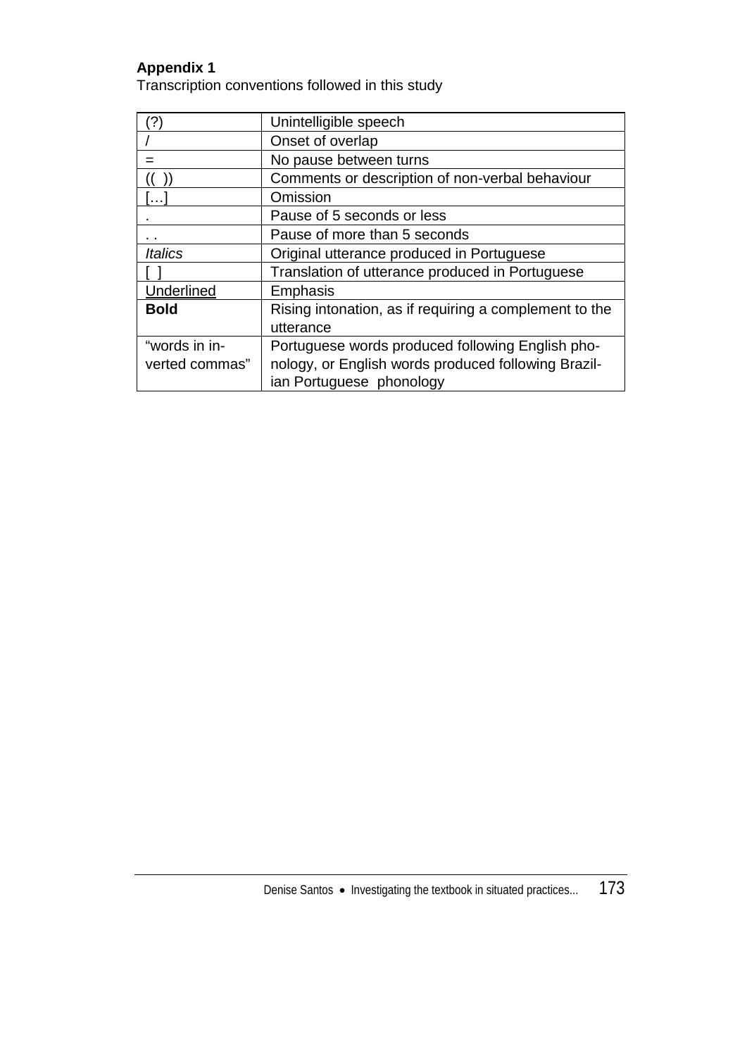**Appendix 1**

Transcription conventions followed in this study

| | |
|---|---|
| (?) | Unintelligible speech |
| / | Onset of overlap |
| = | No pause between turns |
| (( )) | Comments or description of non-verbal behaviour |
| […] | Omission |
| . | Pause of 5 seconds or less |
| . . | Pause of more than 5 seconds |
| *Italics* | Original utterance produced in Portuguese |
| [ ] | Translation of utterance produced in Portuguese |
| <u>Underlined</u> | Emphasis |
| **Bold** | Rising intonation, as if requiring a complement to the utterance |
| "words in inverted commas" | Portuguese words produced following English phonology, or English words produced following Brazilian Portuguese phonology |